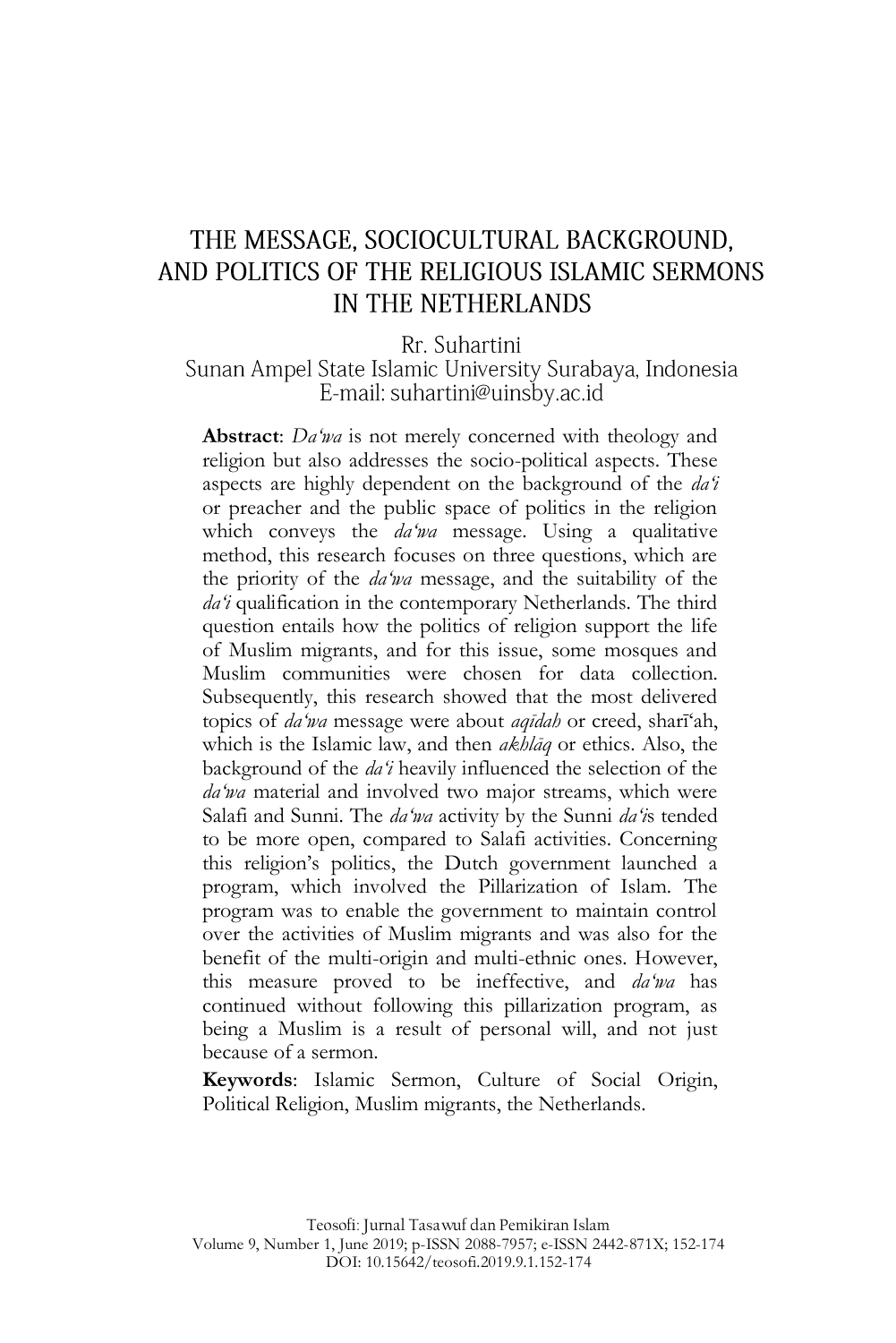# THE MESSAGE, SOCIOCULTURAL BACKGROUND, AND POLITICS OF THE RELIGIOUS ISLAMIC SERMONS IN THE NETHERLANDS

Rr. Suhartini
Sunan Ampel State Islamic University Surabaya, Indonesia
E-mail: suhartini@uinsby.ac.id

**Abstract**: *Da'wa* is not merely concerned with theology and religion but also addresses the socio-political aspects. These aspects are highly dependent on the background of the *da'i* or preacher and the public space of politics in the religion which conveys the *da'wa* message. Using a qualitative method, this research focuses on three questions, which are the priority of the *da'wa* message, and the suitability of the *da'i* qualification in the contemporary Netherlands. The third question entails how the politics of religion support the life of Muslim migrants, and for this issue, some mosques and Muslim communities were chosen for data collection. Subsequently, this research showed that the most delivered topics of *da'wa* message were about *aqīdah* or creed, sharī'ah, which is the Islamic law, and then *akhlāq* or ethics. Also, the background of the *da'i* heavily influenced the selection of the *da'wa* material and involved two major streams, which were Salafi and Sunni. The *da'wa* activity by the Sunni *da'i*s tended to be more open, compared to Salafi activities. Concerning this religion's politics, the Dutch government launched a program, which involved the Pillarization of Islam. The program was to enable the government to maintain control over the activities of Muslim migrants and was also for the benefit of the multi-origin and multi-ethnic ones. However, this measure proved to be ineffective, and *da'wa* has continued without following this pillarization program, as being a Muslim is a result of personal will, and not just because of a sermon.

**Keywords**: Islamic Sermon, Culture of Social Origin, Political Religion, Muslim migrants, the Netherlands.

Teosofi: Jurnal Tasawuf dan Pemikiran Islam
Volume 9, Number 1, June 2019; p-ISSN 2088-7957; e-ISSN 2442-871X; 152-174
DOI: 10.15642/teosofi.2019.9.1.152-174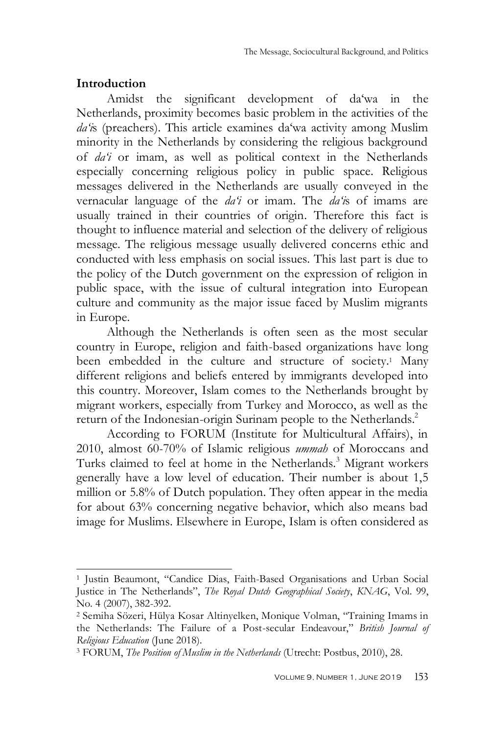## Introduction

Amidst the significant development of da'wa in the Netherlands, proximity becomes basic problem in the activities of the *da'i*s (preachers). This article examines da'wa activity among Muslim minority in the Netherlands by considering the religious background of *da'i* or imam, as well as political context in the Netherlands especially concerning religious policy in public space. Religious messages delivered in the Netherlands are usually conveyed in the vernacular language of the *da'i* or imam. The *da'i*s of imams are usually trained in their countries of origin. Therefore this fact is thought to influence material and selection of the delivery of religious message. The religious message usually delivered concerns ethic and conducted with less emphasis on social issues. This last part is due to the policy of the Dutch government on the expression of religion in public space, with the issue of cultural integration into European culture and community as the major issue faced by Muslim migrants in Europe.

Although the Netherlands is often seen as the most secular country in Europe, religion and faith-based organizations have long been embedded in the culture and structure of society.[1] Many different religions and beliefs entered by immigrants developed into this country. Moreover, Islam comes to the Netherlands brought by migrant workers, especially from Turkey and Morocco, as well as the return of the Indonesian-origin Surinam people to the Netherlands.[2]

According to FORUM (Institute for Multicultural Affairs), in 2010, almost 60-70% of Islamic religious *ummah* of Moroccans and Turks claimed to feel at home in the Netherlands.[3] Migrant workers generally have a low level of education. Their number is about 1,5 million or 5.8% of Dutch population. They often appear in the media for about 63% concerning negative behavior, which also means bad image for Muslims. Elsewhere in Europe, Islam is often considered as

---

[1] Justin Beaumont, "Candice Dias, Faith-Based Organisations and Urban Social Justice in The Netherlands", *The Royal Dutch Geographical Society*, *KNAG*, Vol. 99, No. 4 (2007), 382-392.

[2] Semiha Sözeri, Hülya Kosar Altinyelken, Monique Volman, "Training Imams in the Netherlands: The Failure of a Post-secular Endeavour," *British Journal of Religious Education* (June 2018).

[3] FORUM, *The Position of Muslim in the Netherlands* (Utrecht: Postbus, 2010), 28.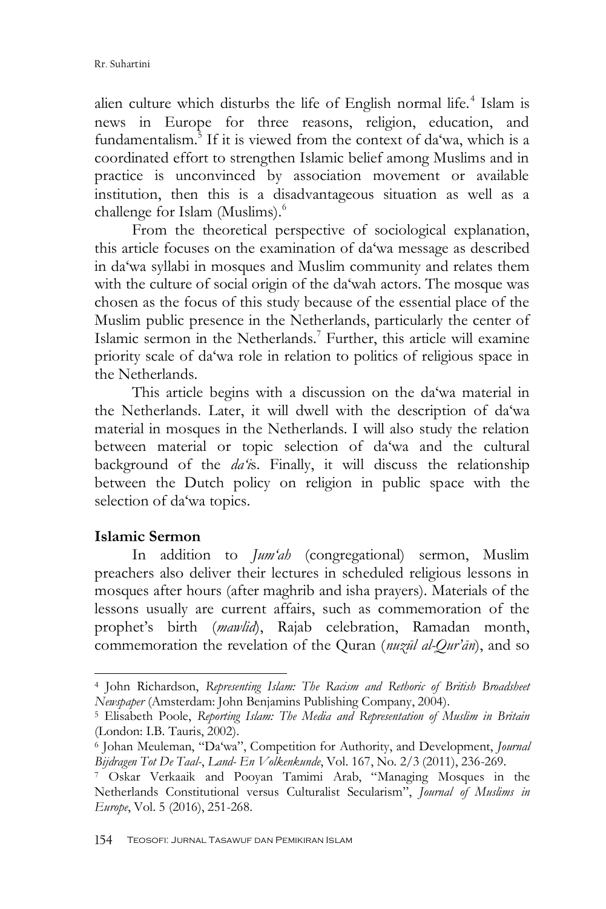alien culture which disturbs the life of English normal life.[4] Islam is news in Europe for three reasons, religion, education, and fundamentalism.[5] If it is viewed from the context of da'wa, which is a coordinated effort to strengthen Islamic belief among Muslims and in practice is unconvinced by association movement or available institution, then this is a disadvantageous situation as well as a challenge for Islam (Muslims).[6]

From the theoretical perspective of sociological explanation, this article focuses on the examination of da'wa message as described in da'wa syllabi in mosques and Muslim community and relates them with the culture of social origin of the da'wah actors. The mosque was chosen as the focus of this study because of the essential place of the Muslim public presence in the Netherlands, particularly the center of Islamic sermon in the Netherlands.[7] Further, this article will examine priority scale of da'wa role in relation to politics of religious space in the Netherlands.

This article begins with a discussion on the da'wa material in the Netherlands. Later, it will dwell with the description of da'wa material in mosques in the Netherlands. I will also study the relation between material or topic selection of da'wa and the cultural background of the *da'i*s. Finally, it will discuss the relationship between the Dutch policy on religion in public space with the selection of da'wa topics.

## Islamic Sermon

In addition to *Jum'ah* (congregational) sermon, Muslim preachers also deliver their lectures in scheduled religious lessons in mosques after hours (after maghrib and isha prayers). Materials of the lessons usually are current affairs, such as commemoration of the prophet's birth (*mawlid*), Rajab celebration, Ramadan month, commemoration the revelation of the Quran (*nuzūl al-Qur'ān*), and so

---

[4] John Richardson, *Representing Islam: The Racism and Rethoric of British Broadsheet Newspaper* (Amsterdam: John Benjamins Publishing Company, 2004).

[5] Elisabeth Poole, *Reporting Islam: The Media and Representation of Muslim in Britain* (London: I.B. Tauris, 2002).

[6] Johan Meuleman, "Da'wa", Competition for Authority, and Development, *Journal Bijdragen Tot De Taal-, Land- En Volkenkunde*, Vol. 167, No. 2/3 (2011), 236-269.

[7] Oskar Verkaaik and Pooyan Tamimi Arab, "Managing Mosques in the Netherlands Constitutional versus Culturalist Secularism", *Journal of Muslims in Europe*, Vol. 5 (2016), 251-268.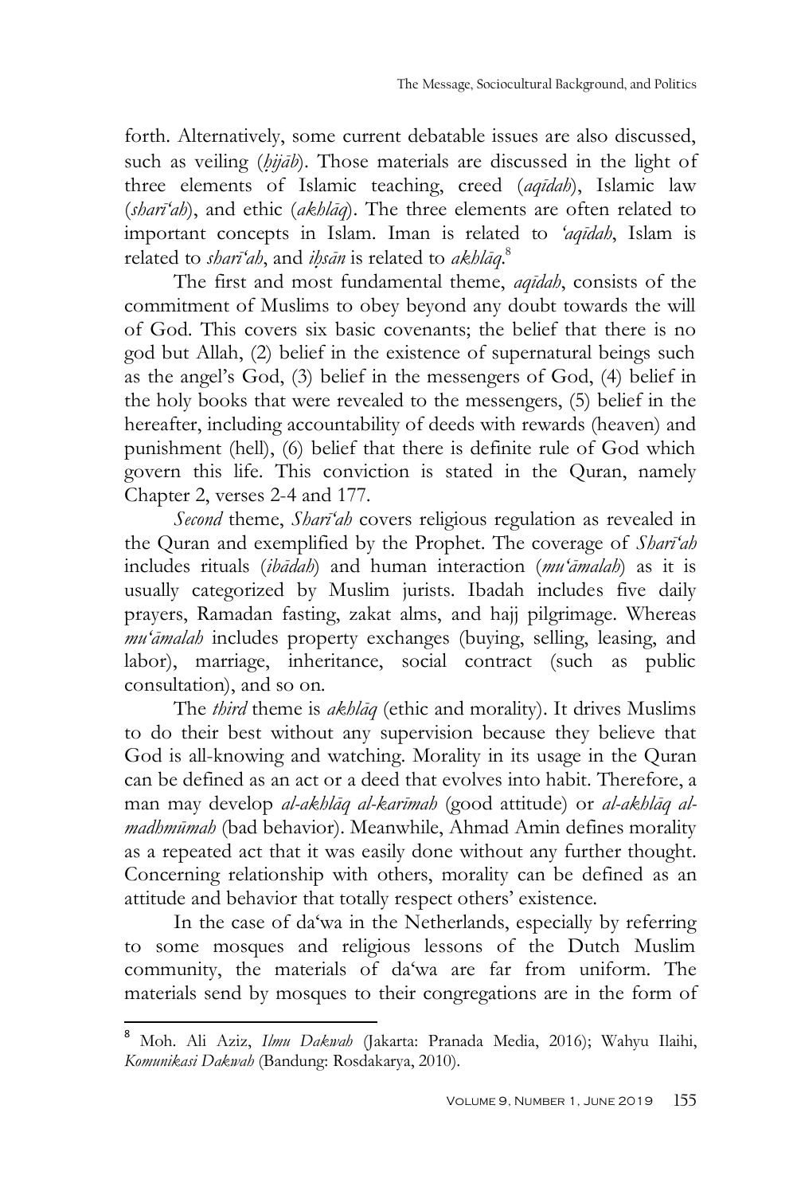forth. Alternatively, some current debatable issues are also discussed, such as veiling (*ḥijāb*). Those materials are discussed in the light of three elements of Islamic teaching, creed (*aqīdah*), Islamic law (*sharī'ah*), and ethic (*akhlāq*). The three elements are often related to important concepts in Islam. Iman is related to *'aqīdah*, Islam is related to *sharī'ah*, and *iḥsān* is related to *akhlāq*.[8]

The first and most fundamental theme, *aqīdah*, consists of the commitment of Muslims to obey beyond any doubt towards the will of God. This covers six basic covenants; the belief that there is no god but Allah, (2) belief in the existence of supernatural beings such as the angel's God, (3) belief in the messengers of God, (4) belief in the holy books that were revealed to the messengers, (5) belief in the hereafter, including accountability of deeds with rewards (heaven) and punishment (hell), (6) belief that there is definite rule of God which govern this life. This conviction is stated in the Quran, namely Chapter 2, verses 2-4 and 177.

*Second* theme, *Sharī'ah* covers religious regulation as revealed in the Quran and exemplified by the Prophet. The coverage of *Sharī'ah* includes rituals (*ibādah*) and human interaction (*mu'āmalah*) as it is usually categorized by Muslim jurists. Ibadah includes five daily prayers, Ramadan fasting, zakat alms, and hajj pilgrimage. Whereas *mu'āmalah* includes property exchanges (buying, selling, leasing, and labor), marriage, inheritance, social contract (such as public consultation), and so on.

The *third* theme is *akhlāq* (ethic and morality). It drives Muslims to do their best without any supervision because they believe that God is all-knowing and watching. Morality in its usage in the Quran can be defined as an act or a deed that evolves into habit. Therefore, a man may develop *al-akhlāq al-karīmah* (good attitude) or *al-akhlāq al-madhmūmah* (bad behavior). Meanwhile, Ahmad Amin defines morality as a repeated act that it was easily done without any further thought. Concerning relationship with others, morality can be defined as an attitude and behavior that totally respect others' existence.

In the case of da'wa in the Netherlands, especially by referring to some mosques and religious lessons of the Dutch Muslim community, the materials of da'wa are far from uniform. The materials send by mosques to their congregations are in the form of

---

[8] Moh. Ali Aziz, *Ilmu Dakwah* (Jakarta: Pranada Media, 2016); Wahyu Ilaihi, *Komunikasi Dakwah* (Bandung: Rosdakarya, 2010).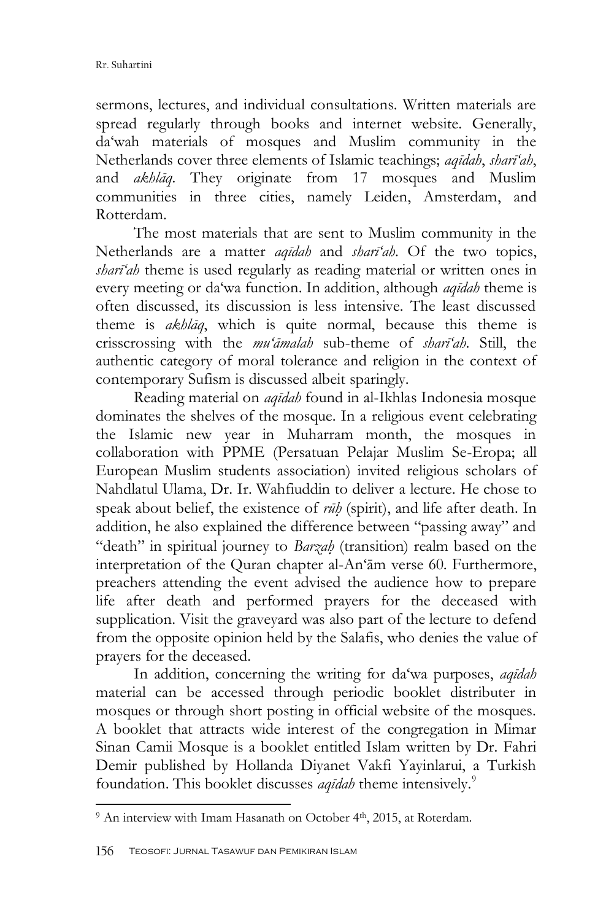sermons, lectures, and individual consultations. Written materials are spread regularly through books and internet website. Generally, da'wah materials of mosques and Muslim community in the Netherlands cover three elements of Islamic teachings; *aqīdah*, *sharī'ah*, and *akhlāq*. They originate from 17 mosques and Muslim communities in three cities, namely Leiden, Amsterdam, and Rotterdam.

The most materials that are sent to Muslim community in the Netherlands are a matter *aqīdah* and *sharī'ah*. Of the two topics, *sharī'ah* theme is used regularly as reading material or written ones in every meeting or da'wa function. In addition, although *aqīdah* theme is often discussed, its discussion is less intensive. The least discussed theme is *akhlāq*, which is quite normal, because this theme is crisscrossing with the *mu'āmalah* sub-theme of *sharī'ah*. Still, the authentic category of moral tolerance and religion in the context of contemporary Sufism is discussed albeit sparingly.

Reading material on *aqīdah* found in al-Ikhlas Indonesia mosque dominates the shelves of the mosque. In a religious event celebrating the Islamic new year in Muharram month, the mosques in collaboration with PPME (Persatuan Pelajar Muslim Se-Eropa; all European Muslim students association) invited religious scholars of Nahdlatul Ulama, Dr. Ir. Wahfiuddin to deliver a lecture. He chose to speak about belief, the existence of *rūḥ* (spirit), and life after death. In addition, he also explained the difference between "passing away" and "death" in spiritual journey to *Barzaḥ* (transition) realm based on the interpretation of the Quran chapter al-An'ām verse 60. Furthermore, preachers attending the event advised the audience how to prepare life after death and performed prayers for the deceased with supplication. Visit the graveyard was also part of the lecture to defend from the opposite opinion held by the Salafis, who denies the value of prayers for the deceased.

In addition, concerning the writing for da'wa purposes, *aqīdah* material can be accessed through periodic booklet distributer in mosques or through short posting in official website of the mosques. A booklet that attracts wide interest of the congregation in Mimar Sinan Camii Mosque is a booklet entitled Islam written by Dr. Fahri Demir published by Hollanda Diyanet Vakfi Yayinlarui, a Turkish foundation. This booklet discusses *aqīdah* theme intensively.[9]

---

[9] An interview with Imam Hasanath on October 4th, 2015, at Roterdam.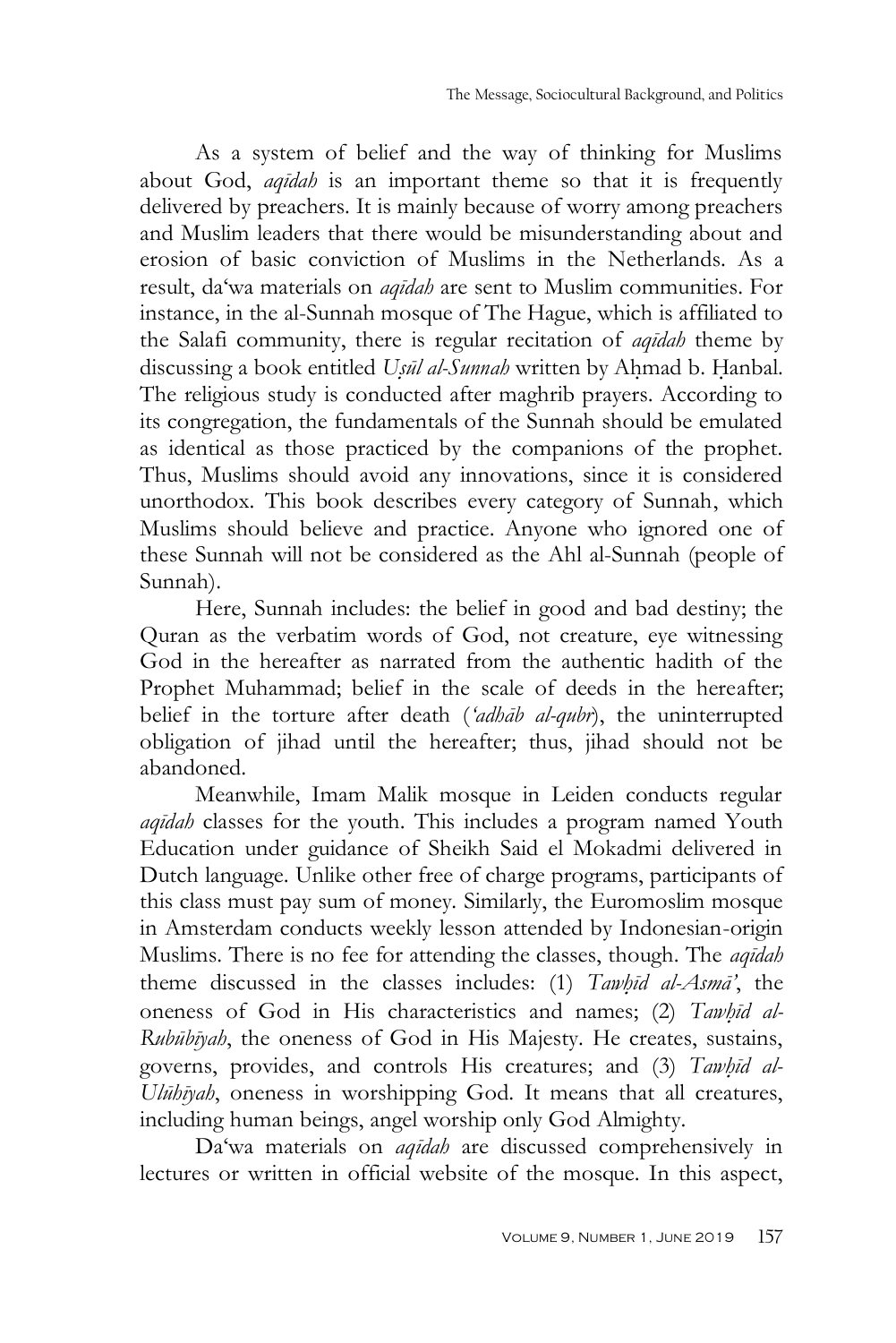As a system of belief and the way of thinking for Muslims about God, *aqīdah* is an important theme so that it is frequently delivered by preachers. It is mainly because of worry among preachers and Muslim leaders that there would be misunderstanding about and erosion of basic conviction of Muslims in the Netherlands. As a result, da'wa materials on *aqīdah* are sent to Muslim communities. For instance, in the al-Sunnah mosque of The Hague, which is affiliated to the Salafi community, there is regular recitation of *aqīdah* theme by discussing a book entitled *Uṣūl al-Sunnah* written by Aḥmad b. Ḥanbal. The religious study is conducted after maghrib prayers. According to its congregation, the fundamentals of the Sunnah should be emulated as identical as those practiced by the companions of the prophet. Thus, Muslims should avoid any innovations, since it is considered unorthodox. This book describes every category of Sunnah, which Muslims should believe and practice. Anyone who ignored one of these Sunnah will not be considered as the Ahl al-Sunnah (people of Sunnah).

Here, Sunnah includes: the belief in good and bad destiny; the Quran as the verbatim words of God, not creature, eye witnessing God in the hereafter as narrated from the authentic hadith of the Prophet Muhammad; belief in the scale of deeds in the hereafter; belief in the torture after death (*'adhāb al-qubr*), the uninterrupted obligation of jihad until the hereafter; thus, jihad should not be abandoned.

Meanwhile, Imam Malik mosque in Leiden conducts regular *aqīdah* classes for the youth. This includes a program named Youth Education under guidance of Sheikh Said el Mokadmi delivered in Dutch language. Unlike other free of charge programs, participants of this class must pay sum of money. Similarly, the Euromoslim mosque in Amsterdam conducts weekly lesson attended by Indonesian-origin Muslims. There is no fee for attending the classes, though. The *aqīdah* theme discussed in the classes includes: (1) *Tawḥīd al-Asmā'*, the oneness of God in His characteristics and names; (2) *Tawḥīd al-Rubūbīyah*, the oneness of God in His Majesty. He creates, sustains, governs, provides, and controls His creatures; and (3) *Tawḥīd al-Ulūhīyah*, oneness in worshipping God. It means that all creatures, including human beings, angel worship only God Almighty.

Da'wa materials on *aqīdah* are discussed comprehensively in lectures or written in official website of the mosque. In this aspect,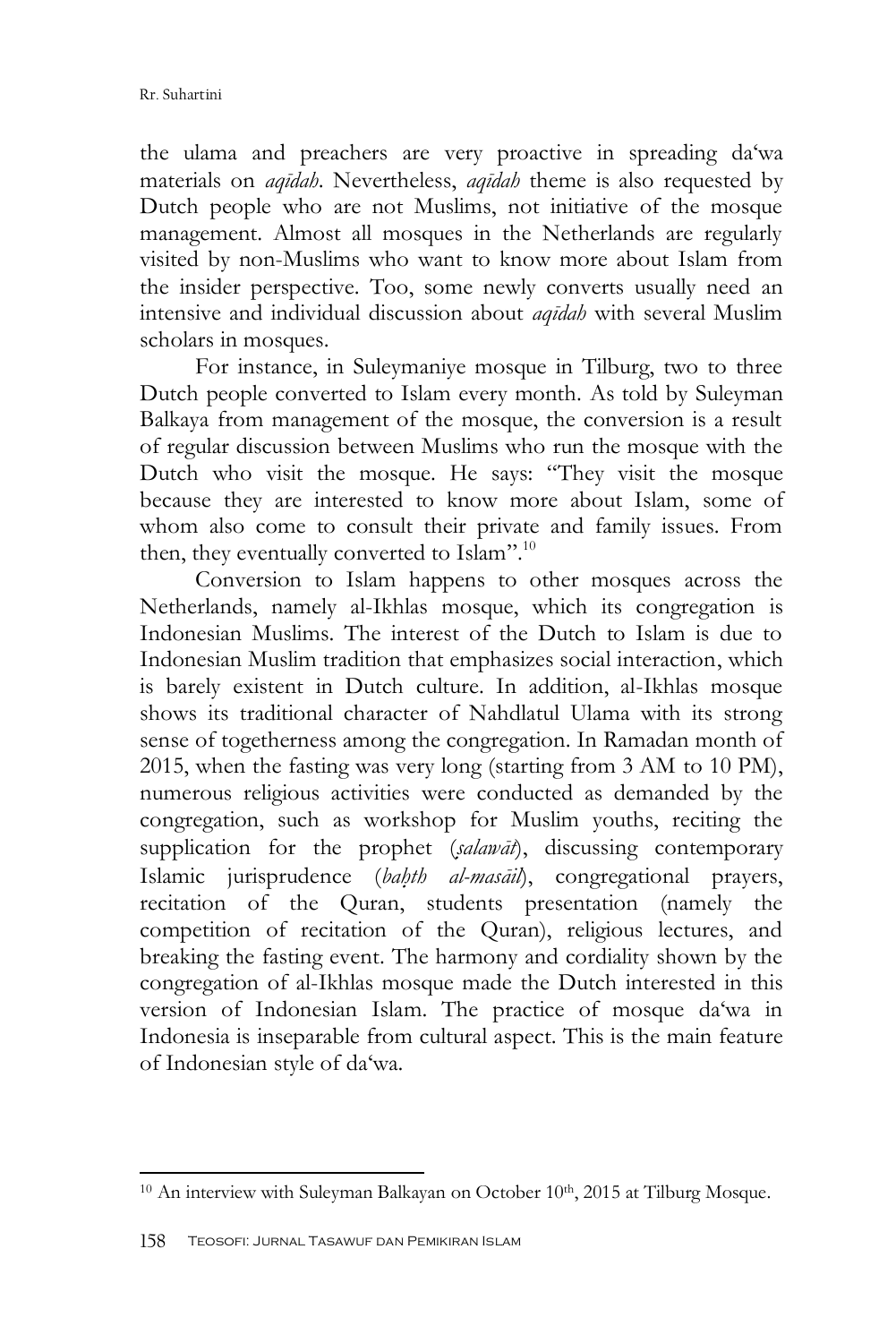the ulama and preachers are very proactive in spreading da'wa materials on *aqīdah*. Nevertheless, *aqīdah* theme is also requested by Dutch people who are not Muslims, not initiative of the mosque management. Almost all mosques in the Netherlands are regularly visited by non-Muslims who want to know more about Islam from the insider perspective. Too, some newly converts usually need an intensive and individual discussion about *aqīdah* with several Muslim scholars in mosques.

For instance, in Suleymaniye mosque in Tilburg, two to three Dutch people converted to Islam every month. As told by Suleyman Balkaya from management of the mosque, the conversion is a result of regular discussion between Muslims who run the mosque with the Dutch who visit the mosque. He says: "They visit the mosque because they are interested to know more about Islam, some of whom also come to consult their private and family issues. From then, they eventually converted to Islam".[10]

Conversion to Islam happens to other mosques across the Netherlands, namely al-Ikhlas mosque, which its congregation is Indonesian Muslims. The interest of the Dutch to Islam is due to Indonesian Muslim tradition that emphasizes social interaction, which is barely existent in Dutch culture. In addition, al-Ikhlas mosque shows its traditional character of Nahdlatul Ulama with its strong sense of togetherness among the congregation. In Ramadan month of 2015, when the fasting was very long (starting from 3 AM to 10 PM), numerous religious activities were conducted as demanded by the congregation, such as workshop for Muslim youths, reciting the supplication for the prophet (*salawāt*), discussing contemporary Islamic jurisprudence (*baḥth al-masāil*), congregational prayers, recitation of the Quran, students presentation (namely the competition of recitation of the Quran), religious lectures, and breaking the fasting event. The harmony and cordiality shown by the congregation of al-Ikhlas mosque made the Dutch interested in this version of Indonesian Islam. The practice of mosque da'wa in Indonesia is inseparable from cultural aspect. This is the main feature of Indonesian style of da'wa.

---

[10] An interview with Suleyman Balkayan on October 10th, 2015 at Tilburg Mosque.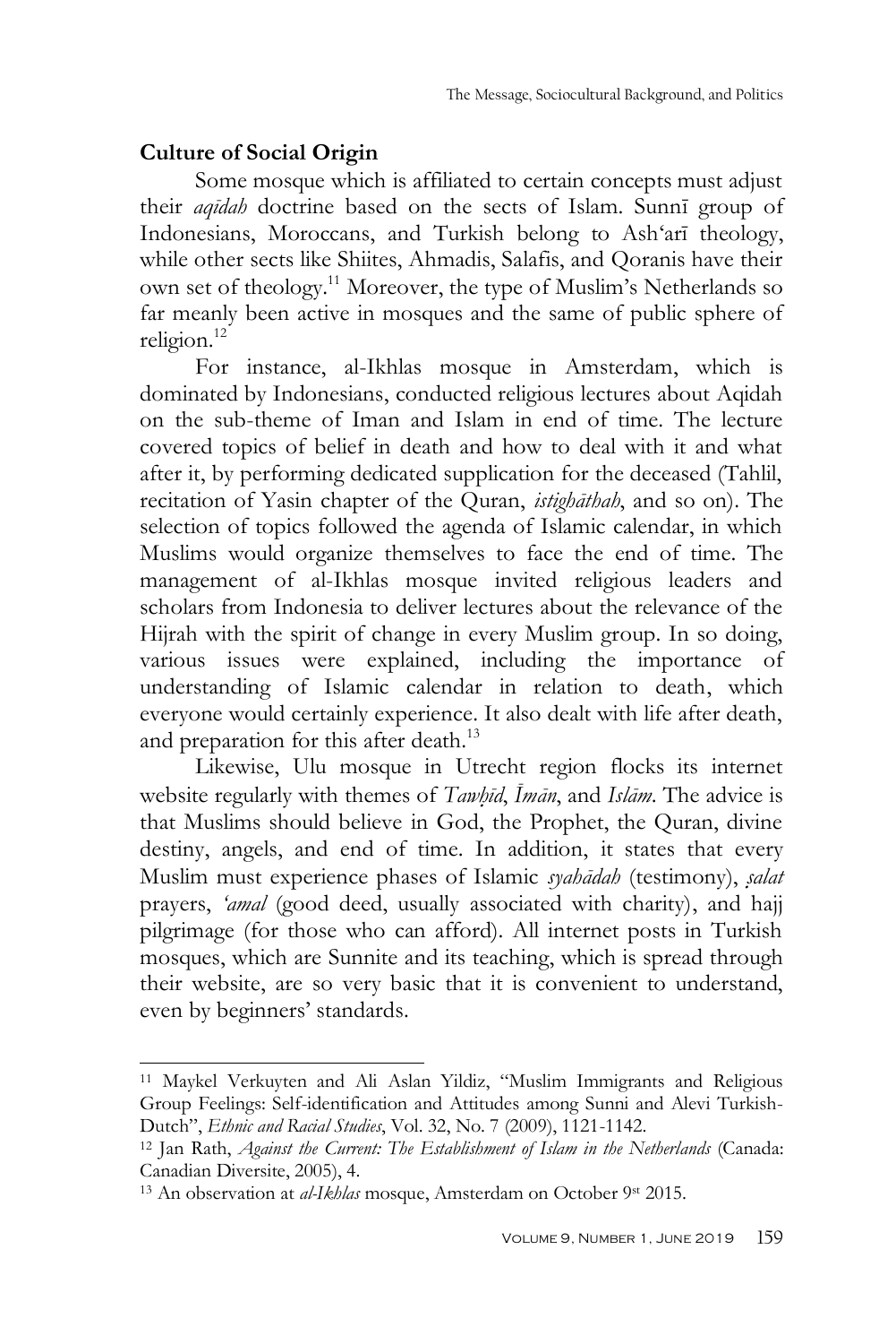**Culture of Social Origin**

Some mosque which is affiliated to certain concepts must adjust their *aqīdah* doctrine based on the sects of Islam. Sunnī group of Indonesians, Moroccans, and Turkish belong to Ash'arī theology, while other sects like Shiites, Ahmadis, Salafis, and Qoranis have their own set of theology.[11] Moreover, the type of Muslim's Netherlands so far meanly been active in mosques and the same of public sphere of religion.[12]

For instance, al-Ikhlas mosque in Amsterdam, which is dominated by Indonesians, conducted religious lectures about Aqidah on the sub-theme of Iman and Islam in end of time. The lecture covered topics of belief in death and how to deal with it and what after it, by performing dedicated supplication for the deceased (Tahlil, recitation of Yasin chapter of the Quran, *istighāthah*, and so on). The selection of topics followed the agenda of Islamic calendar, in which Muslims would organize themselves to face the end of time. The management of al-Ikhlas mosque invited religious leaders and scholars from Indonesia to deliver lectures about the relevance of the Hijrah with the spirit of change in every Muslim group. In so doing, various issues were explained, including the importance of understanding of Islamic calendar in relation to death, which everyone would certainly experience. It also dealt with life after death, and preparation for this after death.[13]

Likewise, Ulu mosque in Utrecht region flocks its internet website regularly with themes of *Tawḥīd*, *Īmān*, and *Islām*. The advice is that Muslims should believe in God, the Prophet, the Quran, divine destiny, angels, and end of time. In addition, it states that every Muslim must experience phases of Islamic *syahādah* (testimony), *ṣalat* prayers, *'amal* (good deed, usually associated with charity), and hajj pilgrimage (for those who can afford). All internet posts in Turkish mosques, which are Sunnite and its teaching, which is spread through their website, are so very basic that it is convenient to understand, even by beginners' standards.

---

[11] Maykel Verkuyten and Ali Aslan Yildiz, "Muslim Immigrants and Religious Group Feelings: Self-identification and Attitudes among Sunni and Alevi Turkish-Dutch", *Ethnic and Racial Studies*, Vol. 32, No. 7 (2009), 1121-1142.

[12] Jan Rath, *Against the Current: The Establishment of Islam in the Netherlands* (Canada: Canadian Diversite, 2005), 4.

[13] An observation at *al-Ikhlas* mosque, Amsterdam on October 9st 2015.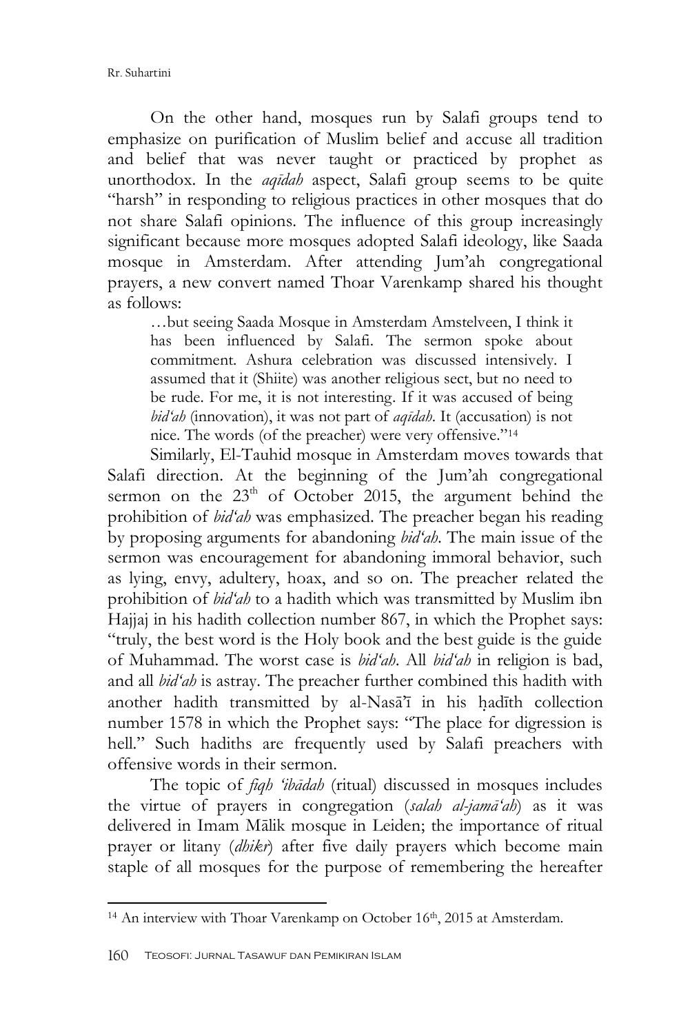On the other hand, mosques run by Salafi groups tend to emphasize on purification of Muslim belief and accuse all tradition and belief that was never taught or practiced by prophet as unorthodox. In the *aqīdah* aspect, Salafi group seems to be quite "harsh" in responding to religious practices in other mosques that do not share Salafi opinions. The influence of this group increasingly significant because more mosques adopted Salafi ideology, like Saada mosque in Amsterdam. After attending Jum'ah congregational prayers, a new convert named Thoar Varenkamp shared his thought as follows:

> …but seeing Saada Mosque in Amsterdam Amstelveen, I think it has been influenced by Salafi. The sermon spoke about commitment. Ashura celebration was discussed intensively. I assumed that it (Shiite) was another religious sect, but no need to be rude. For me, it is not interesting. If it was accused of being *bid'ah* (innovation), it was not part of *aqīdah*. It (accusation) is not nice. The words (of the preacher) were very offensive."[14]

Similarly, El-Tauhid mosque in Amsterdam moves towards that Salafi direction. At the beginning of the Jum'ah congregational sermon on the 23th of October 2015, the argument behind the prohibition of *bid'ah* was emphasized. The preacher began his reading by proposing arguments for abandoning *bid'ah*. The main issue of the sermon was encouragement for abandoning immoral behavior, such as lying, envy, adultery, hoax, and so on. The preacher related the prohibition of *bid'ah* to a hadith which was transmitted by Muslim ibn Hajjaj in his hadith collection number 867, in which the Prophet says: "truly, the best word is the Holy book and the best guide is the guide of Muhammad. The worst case is *bid'ah*. All *bid'ah* in religion is bad, and all *bid'ah* is astray. The preacher further combined this hadith with another hadith transmitted by al-Nasā'ī in his ḥadīth collection number 1578 in which the Prophet says: "The place for digression is hell." Such hadiths are frequently used by Salafi preachers with offensive words in their sermon.

The topic of *fiqh 'ibādah* (ritual) discussed in mosques includes the virtue of prayers in congregation (*salah al-jamā'ah*) as it was delivered in Imam Mālik mosque in Leiden; the importance of ritual prayer or litany (*dhikr*) after five daily prayers which become main staple of all mosques for the purpose of remembering the hereafter

[14] An interview with Thoar Varenkamp on October 16th, 2015 at Amsterdam.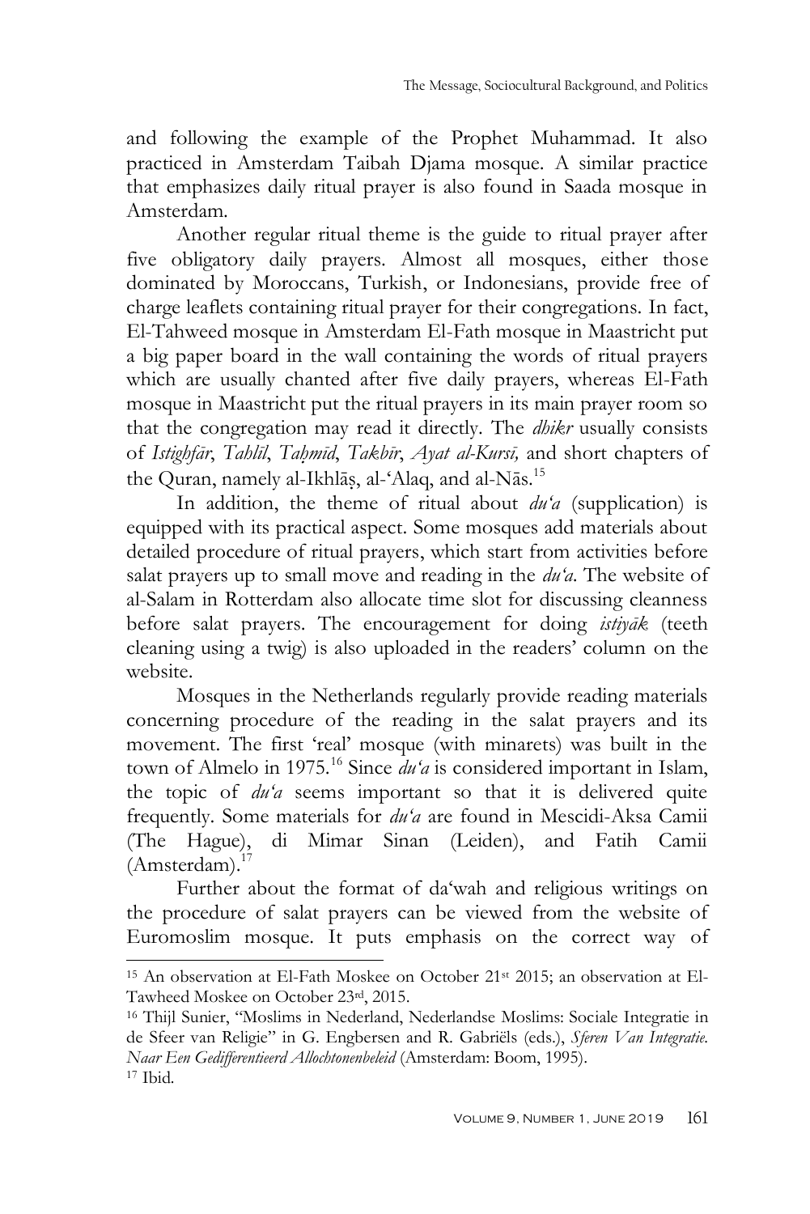and following the example of the Prophet Muhammad. It also practiced in Amsterdam Taibah Djama mosque. A similar practice that emphasizes daily ritual prayer is also found in Saada mosque in Amsterdam.

Another regular ritual theme is the guide to ritual prayer after five obligatory daily prayers. Almost all mosques, either those dominated by Moroccans, Turkish, or Indonesians, provide free of charge leaflets containing ritual prayer for their congregations. In fact, El-Tahweed mosque in Amsterdam El-Fath mosque in Maastricht put a big paper board in the wall containing the words of ritual prayers which are usually chanted after five daily prayers, whereas El-Fath mosque in Maastricht put the ritual prayers in its main prayer room so that the congregation may read it directly. The *dhikr* usually consists of *Istighfār*, *Tahlīl*, *Taḥmīd*, *Takbīr*, *Ayat al-Kursī,* and short chapters of the Quran, namely al-Ikhlāṣ, al-'Alaq, and al-Nās.[15]

In addition, the theme of ritual about *du'a* (supplication) is equipped with its practical aspect. Some mosques add materials about detailed procedure of ritual prayers, which start from activities before salat prayers up to small move and reading in the *du'a*. The website of al-Salam in Rotterdam also allocate time slot for discussing cleanness before salat prayers. The encouragement for doing *istiyāk* (teeth cleaning using a twig) is also uploaded in the readers' column on the website.

Mosques in the Netherlands regularly provide reading materials concerning procedure of the reading in the salat prayers and its movement. The first 'real' mosque (with minarets) was built in the town of Almelo in 1975.[16] Since *du'a* is considered important in Islam, the topic of *du'a* seems important so that it is delivered quite frequently. Some materials for *du'a* are found in Mescidi-Aksa Camii (The Hague), di Mimar Sinan (Leiden), and Fatih Camii (Amsterdam).[17]

Further about the format of da'wah and religious writings on the procedure of salat prayers can be viewed from the website of Euromoslim mosque. It puts emphasis on the correct way of

---

[15] An observation at El-Fath Moskee on October 21st 2015; an observation at El-Tawheed Moskee on October 23rd, 2015.

[16] Thijl Sunier, "Moslims in Nederland, Nederlandse Moslims: Sociale Integratie in de Sfeer van Religie" in G. Engbersen and R. Gabriëls (eds.), *Sferen Van Integratie. Naar Een Gedifferentieerd Allochtonenbeleid* (Amsterdam: Boom, 1995).

[17] Ibid.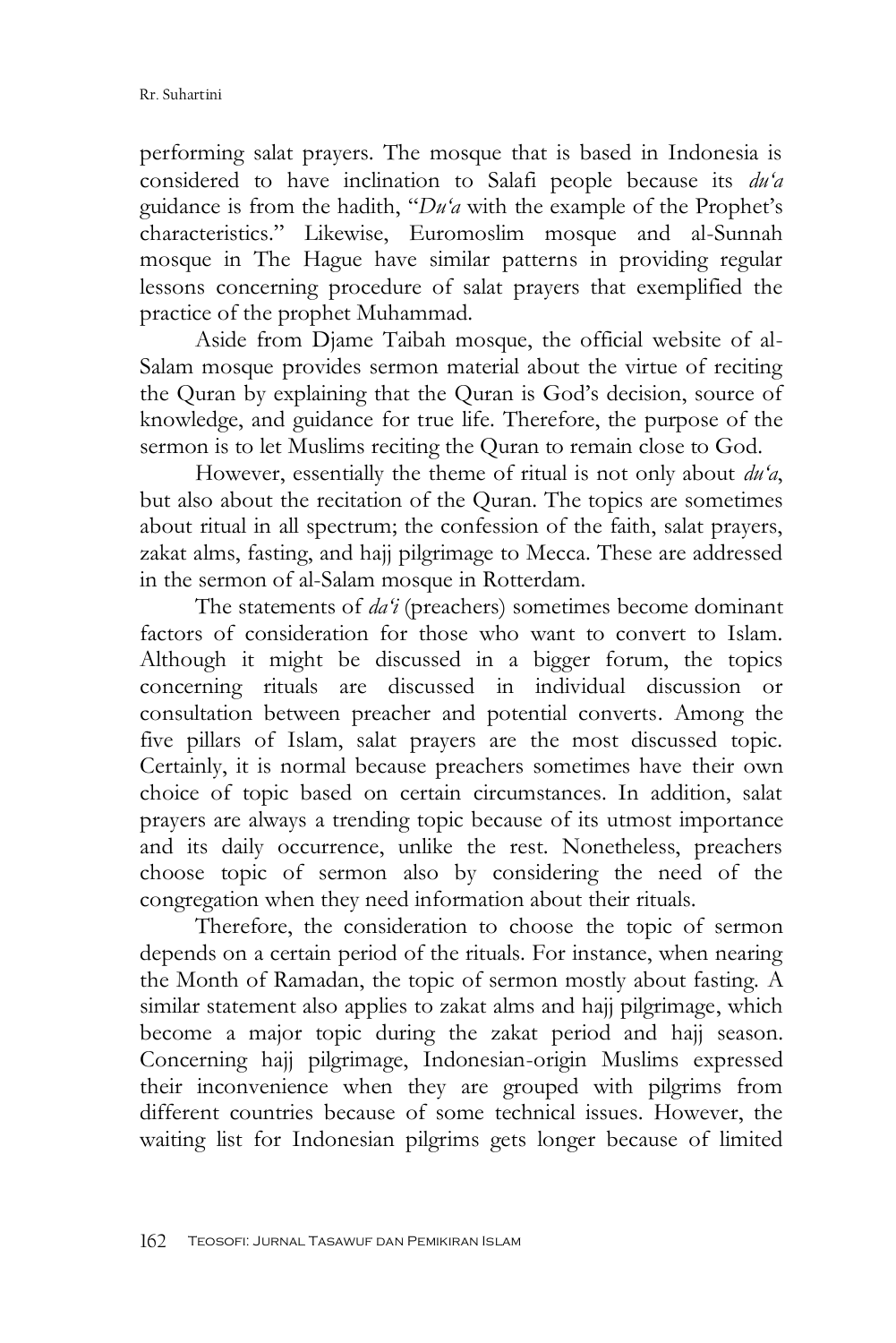performing salat prayers. The mosque that is based in Indonesia is considered to have inclination to Salafi people because its *du'a* guidance is from the hadith, "*Du'a* with the example of the Prophet's characteristics." Likewise, Euromoslim mosque and al-Sunnah mosque in The Hague have similar patterns in providing regular lessons concerning procedure of salat prayers that exemplified the practice of the prophet Muhammad.

Aside from Djame Taibah mosque, the official website of al-Salam mosque provides sermon material about the virtue of reciting the Quran by explaining that the Quran is God's decision, source of knowledge, and guidance for true life. Therefore, the purpose of the sermon is to let Muslims reciting the Quran to remain close to God.

However, essentially the theme of ritual is not only about *du'a*, but also about the recitation of the Quran. The topics are sometimes about ritual in all spectrum; the confession of the faith, salat prayers, zakat alms, fasting, and hajj pilgrimage to Mecca. These are addressed in the sermon of al-Salam mosque in Rotterdam.

The statements of *da'i* (preachers) sometimes become dominant factors of consideration for those who want to convert to Islam. Although it might be discussed in a bigger forum, the topics concerning rituals are discussed in individual discussion or consultation between preacher and potential converts. Among the five pillars of Islam, salat prayers are the most discussed topic. Certainly, it is normal because preachers sometimes have their own choice of topic based on certain circumstances. In addition, salat prayers are always a trending topic because of its utmost importance and its daily occurrence, unlike the rest. Nonetheless, preachers choose topic of sermon also by considering the need of the congregation when they need information about their rituals.

Therefore, the consideration to choose the topic of sermon depends on a certain period of the rituals. For instance, when nearing the Month of Ramadan, the topic of sermon mostly about fasting. A similar statement also applies to zakat alms and hajj pilgrimage, which become a major topic during the zakat period and hajj season. Concerning hajj pilgrimage, Indonesian-origin Muslims expressed their inconvenience when they are grouped with pilgrims from different countries because of some technical issues. However, the waiting list for Indonesian pilgrims gets longer because of limited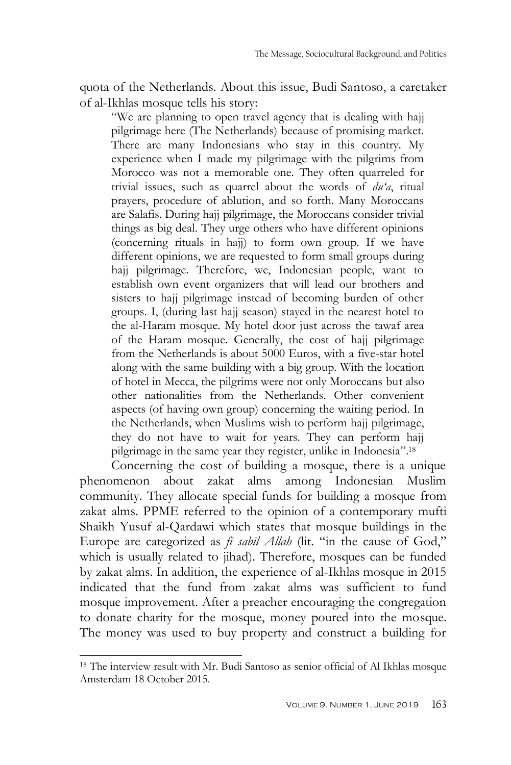quota of the Netherlands. About this issue, Budi Santoso, a caretaker of al-Ikhlas mosque tells his story:

> "We are planning to open travel agency that is dealing with hajj pilgrimage here (The Netherlands) because of promising market. There are many Indonesians who stay in this country. My experience when I made my pilgrimage with the pilgrims from Morocco was not a memorable one. They often quarreled for trivial issues, such as quarrel about the words of *du'a*, ritual prayers, procedure of ablution, and so forth. Many Moroccans are Salafis. During hajj pilgrimage, the Moroccans consider trivial things as big deal. They urge others who have different opinions (concerning rituals in hajj) to form own group. If we have different opinions, we are requested to form small groups during hajj pilgrimage. Therefore, we, Indonesian people, want to establish own event organizers that will lead our brothers and sisters to hajj pilgrimage instead of becoming burden of other groups. I, (during last hajj season) stayed in the nearest hotel to the al-Haram mosque. My hotel door just across the tawaf area of the Haram mosque. Generally, the cost of hajj pilgrimage from the Netherlands is about 5000 Euros, with a five-star hotel along with the same building with a big group. With the location of hotel in Mecca, the pilgrims were not only Moroccans but also other nationalities from the Netherlands. Other convenient aspects (of having own group) concerning the waiting period. In the Netherlands, when Muslims wish to perform hajj pilgrimage, they do not have to wait for years. They can perform hajj pilgrimage in the same year they register, unlike in Indonesia".[18]

Concerning the cost of building a mosque, there is a unique phenomenon about zakat alms among Indonesian Muslim community. They allocate special funds for building a mosque from zakat alms. PPME referred to the opinion of a contemporary mufti Shaikh Yusuf al-Qardawi which states that mosque buildings in the Europe are categorized as *fī sabīl Allah* (lit. "in the cause of God," which is usually related to jihad). Therefore, mosques can be funded by zakat alms. In addition, the experience of al-Ikhlas mosque in 2015 indicated that the fund from zakat alms was sufficient to fund mosque improvement. After a preacher encouraging the congregation to donate charity for the mosque, money poured into the mosque. The money was used to buy property and construct a building for

---

[18] The interview result with Mr. Budi Santoso as senior official of Al Ikhlas mosque Amsterdam 18 October 2015.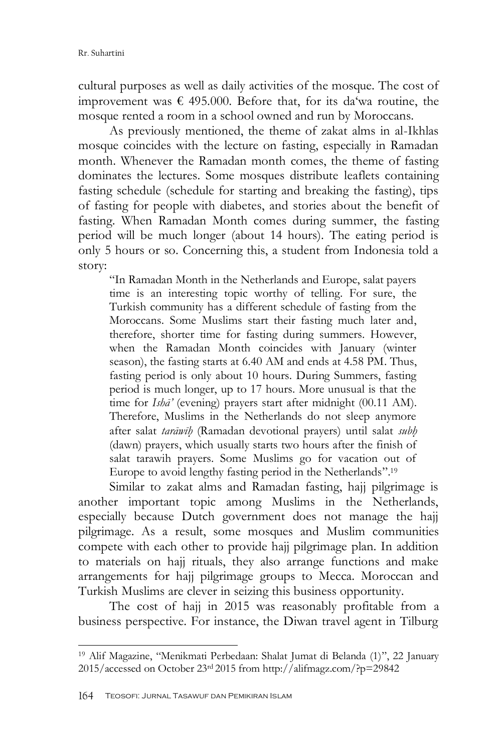cultural purposes as well as daily activities of the mosque. The cost of improvement was € 495.000. Before that, for its da'wa routine, the mosque rented a room in a school owned and run by Moroccans.

As previously mentioned, the theme of zakat alms in al-Ikhlas mosque coincides with the lecture on fasting, especially in Ramadan month. Whenever the Ramadan month comes, the theme of fasting dominates the lectures. Some mosques distribute leaflets containing fasting schedule (schedule for starting and breaking the fasting), tips of fasting for people with diabetes, and stories about the benefit of fasting. When Ramadan Month comes during summer, the fasting period will be much longer (about 14 hours). The eating period is only 5 hours or so. Concerning this, a student from Indonesia told a story:

> "In Ramadan Month in the Netherlands and Europe, salat payers time is an interesting topic worthy of telling. For sure, the Turkish community has a different schedule of fasting from the Moroccans. Some Muslims start their fasting much later and, therefore, shorter time for fasting during summers. However, when the Ramadan Month coincides with January (winter season), the fasting starts at 6.40 AM and ends at 4.58 PM. Thus, fasting period is only about 10 hours. During Summers, fasting period is much longer, up to 17 hours. More unusual is that the time for *Ishā'* (evening) prayers start after midnight (00.11 AM). Therefore, Muslims in the Netherlands do not sleep anymore after salat *tarāwīḥ* (Ramadan devotional prayers) until salat *subḥ* (dawn) prayers, which usually starts two hours after the finish of salat tarawih prayers. Some Muslims go for vacation out of Europe to avoid lengthy fasting period in the Netherlands".[19]

Similar to zakat alms and Ramadan fasting, hajj pilgrimage is another important topic among Muslims in the Netherlands, especially because Dutch government does not manage the hajj pilgrimage. As a result, some mosques and Muslim communities compete with each other to provide hajj pilgrimage plan. In addition to materials on hajj rituals, they also arrange functions and make arrangements for hajj pilgrimage groups to Mecca. Moroccan and Turkish Muslims are clever in seizing this business opportunity.

The cost of hajj in 2015 was reasonably profitable from a business perspective. For instance, the Diwan travel agent in Tilburg

---

[19] Alif Magazine, "Menikmati Perbedaan: Shalat Jumat di Belanda (1)", 22 January 2015/accessed on October 23rd 2015 from http://alifmagz.com/?p=29842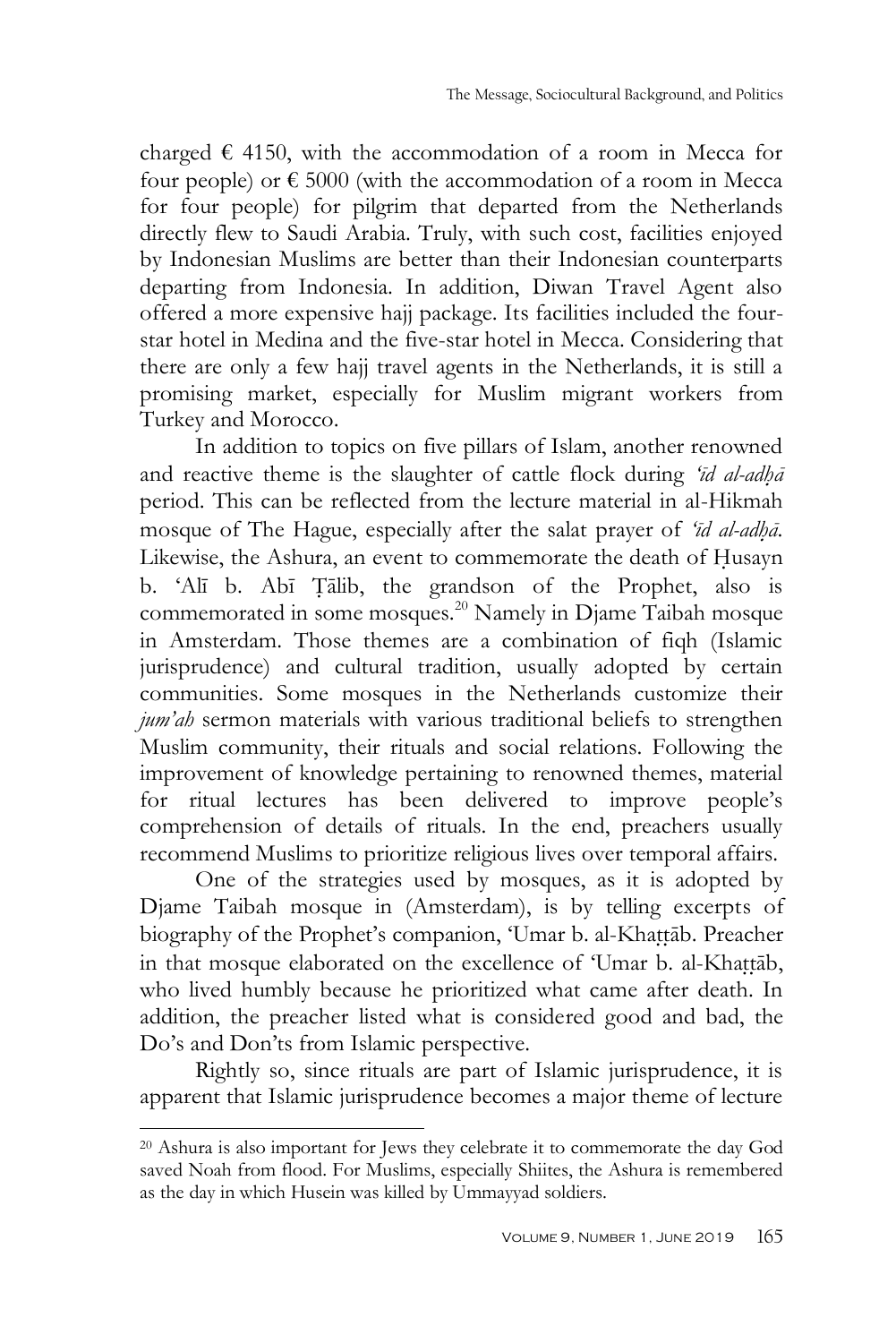charged € 4150, with the accommodation of a room in Mecca for four people) or € 5000 (with the accommodation of a room in Mecca for four people) for pilgrim that departed from the Netherlands directly flew to Saudi Arabia. Truly, with such cost, facilities enjoyed by Indonesian Muslims are better than their Indonesian counterparts departing from Indonesia. In addition, Diwan Travel Agent also offered a more expensive hajj package. Its facilities included the four-star hotel in Medina and the five-star hotel in Mecca. Considering that there are only a few hajj travel agents in the Netherlands, it is still a promising market, especially for Muslim migrant workers from Turkey and Morocco.

In addition to topics on five pillars of Islam, another renowned and reactive theme is the slaughter of cattle flock during *'īd al-adḥā* period. This can be reflected from the lecture material in al-Hikmah mosque of The Hague, especially after the salat prayer of *'īd al-adḥā*. Likewise, the Ashura, an event to commemorate the death of Ḥusayn b. 'Alī b. Abī Ṭālib, the grandson of the Prophet, also is commemorated in some mosques.[20] Namely in Djame Taibah mosque in Amsterdam. Those themes are a combination of fiqh (Islamic jurisprudence) and cultural tradition, usually adopted by certain communities. Some mosques in the Netherlands customize their *jum'ah* sermon materials with various traditional beliefs to strengthen Muslim community, their rituals and social relations. Following the improvement of knowledge pertaining to renowned themes, material for ritual lectures has been delivered to improve people's comprehension of details of rituals. In the end, preachers usually recommend Muslims to prioritize religious lives over temporal affairs.

One of the strategies used by mosques, as it is adopted by Djame Taibah mosque in (Amsterdam), is by telling excerpts of biography of the Prophet's companion, 'Umar b. al-Khaṭṭāb. Preacher in that mosque elaborated on the excellence of 'Umar b. al-Khaṭṭāb, who lived humbly because he prioritized what came after death. In addition, the preacher listed what is considered good and bad, the Do's and Don'ts from Islamic perspective.

Rightly so, since rituals are part of Islamic jurisprudence, it is apparent that Islamic jurisprudence becomes a major theme of lecture

---

[20] Ashura is also important for Jews they celebrate it to commemorate the day God saved Noah from flood. For Muslims, especially Shiites, the Ashura is remembered as the day in which Husein was killed by Ummayyad soldiers.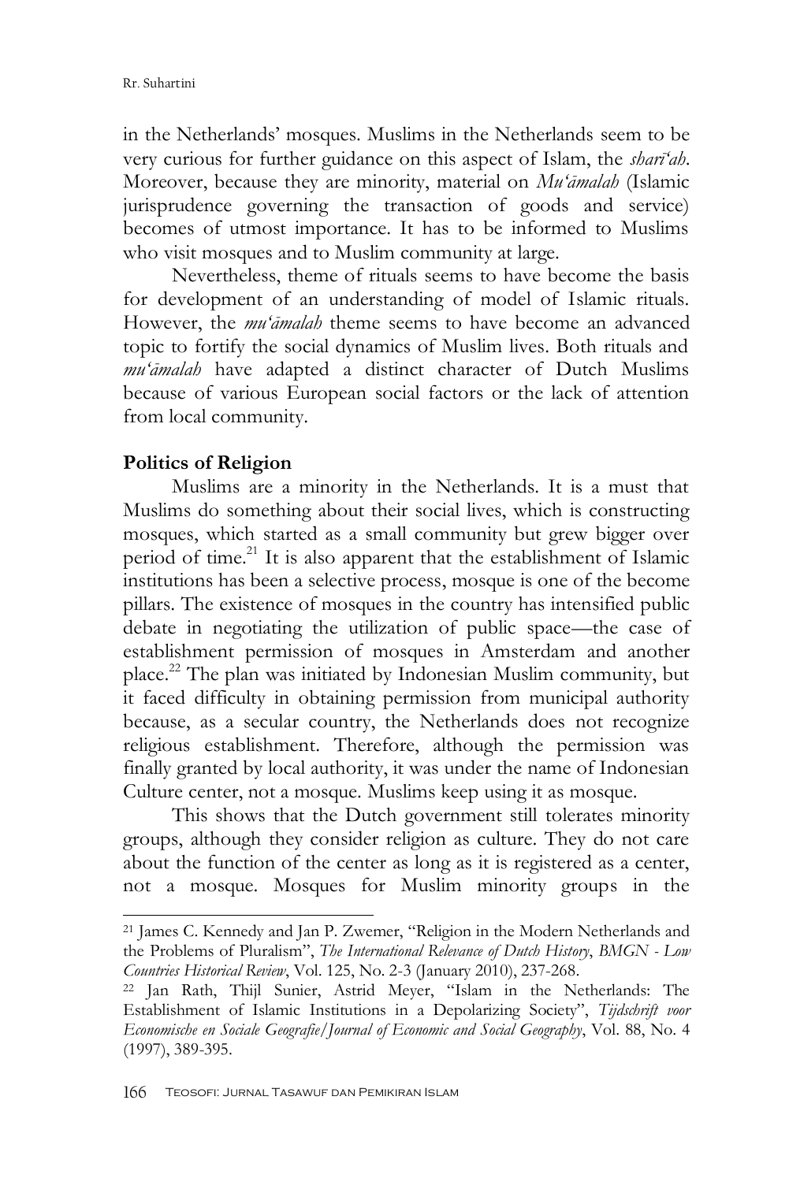in the Netherlands' mosques. Muslims in the Netherlands seem to be very curious for further guidance on this aspect of Islam, the *sharī'ah*. Moreover, because they are minority, material on *Mu'āmalah* (Islamic jurisprudence governing the transaction of goods and service) becomes of utmost importance. It has to be informed to Muslims who visit mosques and to Muslim community at large.

Nevertheless, theme of rituals seems to have become the basis for development of an understanding of model of Islamic rituals. However, the *mu'āmalah* theme seems to have become an advanced topic to fortify the social dynamics of Muslim lives. Both rituals and *mu'āmalah* have adapted a distinct character of Dutch Muslims because of various European social factors or the lack of attention from local community.

**Politics of Religion**

Muslims are a minority in the Netherlands. It is a must that Muslims do something about their social lives, which is constructing mosques, which started as a small community but grew bigger over period of time.[21] It is also apparent that the establishment of Islamic institutions has been a selective process, mosque is one of the become pillars. The existence of mosques in the country has intensified public debate in negotiating the utilization of public space—the case of establishment permission of mosques in Amsterdam and another place.[22] The plan was initiated by Indonesian Muslim community, but it faced difficulty in obtaining permission from municipal authority because, as a secular country, the Netherlands does not recognize religious establishment. Therefore, although the permission was finally granted by local authority, it was under the name of Indonesian Culture center, not a mosque. Muslims keep using it as mosque.

This shows that the Dutch government still tolerates minority groups, although they consider religion as culture. They do not care about the function of the center as long as it is registered as a center, not a mosque. Mosques for Muslim minority groups in the

---

[21] James C. Kennedy and Jan P. Zwemer, "Religion in the Modern Netherlands and the Problems of Pluralism", *The International Relevance of Dutch History*, *BMGN - Low Countries Historical Review*, Vol. 125, No. 2-3 (January 2010), 237-268.

[22] Jan Rath, Thijl Sunier, Astrid Meyer, "Islam in the Netherlands: The Establishment of Islamic Institutions in a Depolarizing Society", *Tijdschrift voor Economische en Sociale Geografie/Journal of Economic and Social Geography*, Vol. 88, No. 4 (1997), 389-395.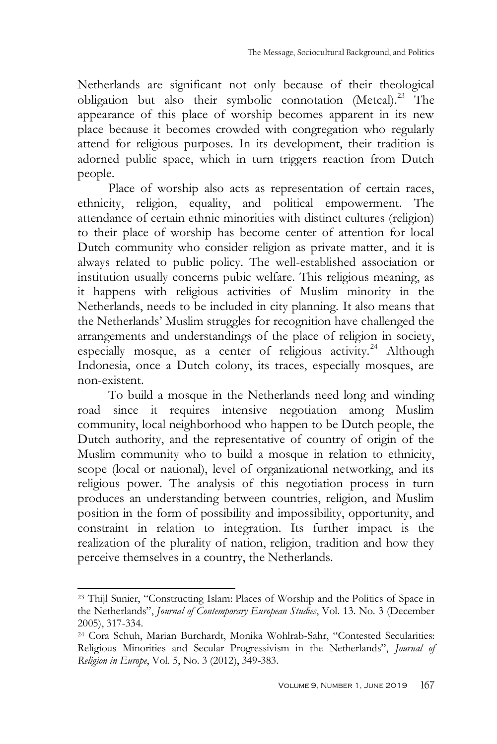Netherlands are significant not only because of their theological obligation but also their symbolic connotation (Metcal).[23] The appearance of this place of worship becomes apparent in its new place because it becomes crowded with congregation who regularly attend for religious purposes. In its development, their tradition is adorned public space, which in turn triggers reaction from Dutch people.

Place of worship also acts as representation of certain races, ethnicity, religion, equality, and political empowerment. The attendance of certain ethnic minorities with distinct cultures (religion) to their place of worship has become center of attention for local Dutch community who consider religion as private matter, and it is always related to public policy. The well-established association or institution usually concerns pubic welfare. This religious meaning, as it happens with religious activities of Muslim minority in the Netherlands, needs to be included in city planning. It also means that the Netherlands' Muslim struggles for recognition have challenged the arrangements and understandings of the place of religion in society, especially mosque, as a center of religious activity.[24] Although Indonesia, once a Dutch colony, its traces, especially mosques, are non-existent.

To build a mosque in the Netherlands need long and winding road since it requires intensive negotiation among Muslim community, local neighborhood who happen to be Dutch people, the Dutch authority, and the representative of country of origin of the Muslim community who to build a mosque in relation to ethnicity, scope (local or national), level of organizational networking, and its religious power. The analysis of this negotiation process in turn produces an understanding between countries, religion, and Muslim position in the form of possibility and impossibility, opportunity, and constraint in relation to integration. Its further impact is the realization of the plurality of nation, religion, tradition and how they perceive themselves in a country, the Netherlands.

---

[23] Thijl Sunier, "Constructing Islam: Places of Worship and the Politics of Space in the Netherlands", *Journal of Contemporary European Studies*, Vol. 13. No. 3 (December 2005), 317-334.

[24] Cora Schuh, Marian Burchardt, Monika Wohlrab-Sahr, "Contested Secularities: Religious Minorities and Secular Progressivism in the Netherlands", *Journal of Religion in Europe*, Vol. 5, No. 3 (2012), 349-383.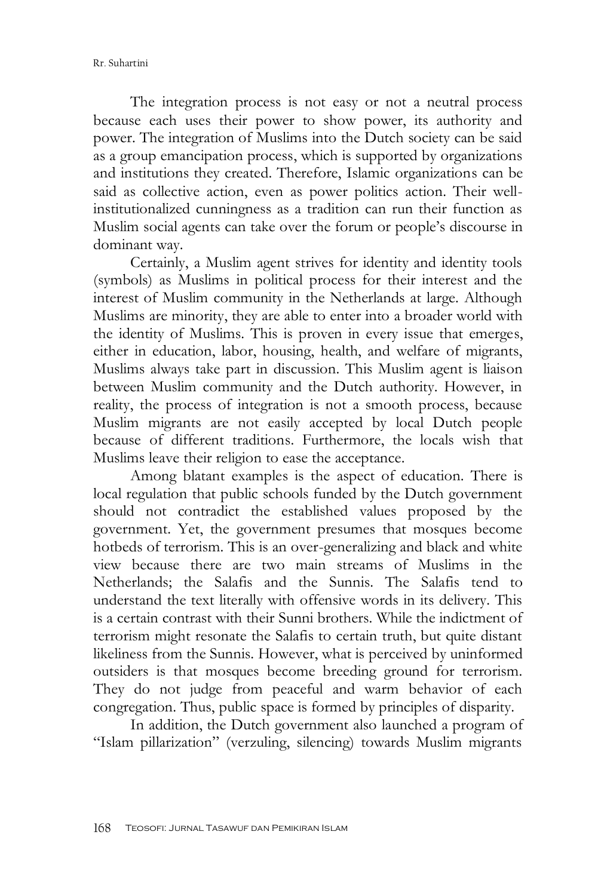The integration process is not easy or not a neutral process because each uses their power to show power, its authority and power. The integration of Muslims into the Dutch society can be said as a group emancipation process, which is supported by organizations and institutions they created. Therefore, Islamic organizations can be said as collective action, even as power politics action. Their well-institutionalized cunningness as a tradition can run their function as Muslim social agents can take over the forum or people's discourse in dominant way.

Certainly, a Muslim agent strives for identity and identity tools (symbols) as Muslims in political process for their interest and the interest of Muslim community in the Netherlands at large. Although Muslims are minority, they are able to enter into a broader world with the identity of Muslims. This is proven in every issue that emerges, either in education, labor, housing, health, and welfare of migrants, Muslims always take part in discussion. This Muslim agent is liaison between Muslim community and the Dutch authority. However, in reality, the process of integration is not a smooth process, because Muslim migrants are not easily accepted by local Dutch people because of different traditions. Furthermore, the locals wish that Muslims leave their religion to ease the acceptance.

Among blatant examples is the aspect of education. There is local regulation that public schools funded by the Dutch government should not contradict the established values proposed by the government. Yet, the government presumes that mosques become hotbeds of terrorism. This is an over-generalizing and black and white view because there are two main streams of Muslims in the Netherlands; the Salafis and the Sunnis. The Salafis tend to understand the text literally with offensive words in its delivery. This is a certain contrast with their Sunni brothers. While the indictment of terrorism might resonate the Salafis to certain truth, but quite distant likeliness from the Sunnis. However, what is perceived by uninformed outsiders is that mosques become breeding ground for terrorism. They do not judge from peaceful and warm behavior of each congregation. Thus, public space is formed by principles of disparity.

In addition, the Dutch government also launched a program of "Islam pillarization" (verzuling, silencing) towards Muslim migrants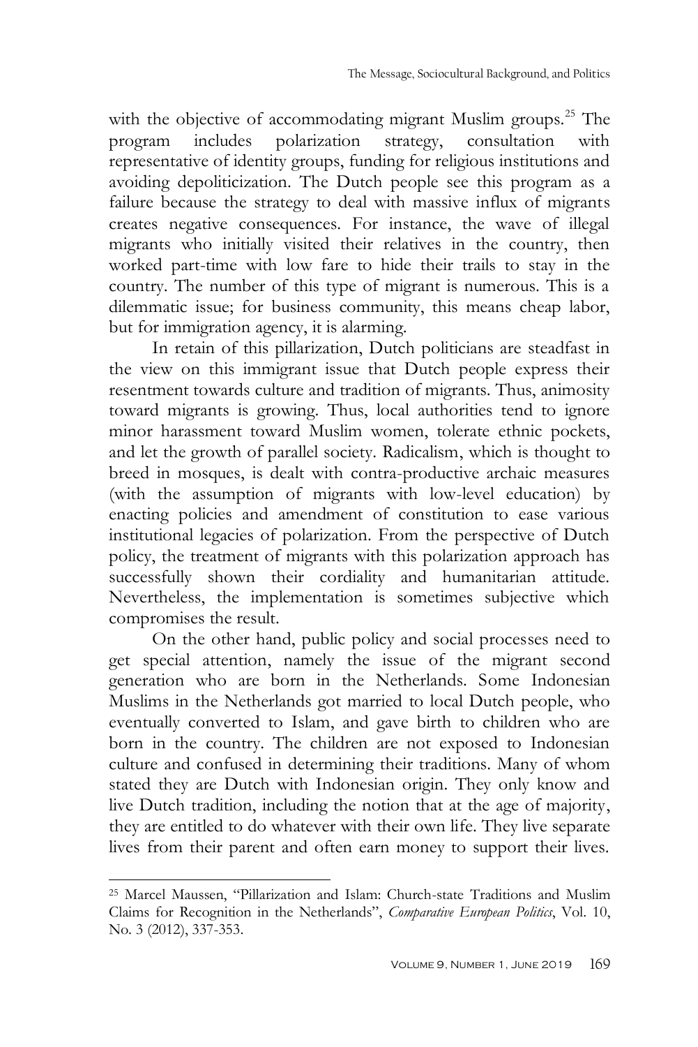with the objective of accommodating migrant Muslim groups.[25] The program includes polarization strategy, consultation with representative of identity groups, funding for religious institutions and avoiding depoliticization. The Dutch people see this program as a failure because the strategy to deal with massive influx of migrants creates negative consequences. For instance, the wave of illegal migrants who initially visited their relatives in the country, then worked part-time with low fare to hide their trails to stay in the country. The number of this type of migrant is numerous. This is a dilemmatic issue; for business community, this means cheap labor, but for immigration agency, it is alarming.

In retain of this pillarization, Dutch politicians are steadfast in the view on this immigrant issue that Dutch people express their resentment towards culture and tradition of migrants. Thus, animosity toward migrants is growing. Thus, local authorities tend to ignore minor harassment toward Muslim women, tolerate ethnic pockets, and let the growth of parallel society. Radicalism, which is thought to breed in mosques, is dealt with contra-productive archaic measures (with the assumption of migrants with low-level education) by enacting policies and amendment of constitution to ease various institutional legacies of polarization. From the perspective of Dutch policy, the treatment of migrants with this polarization approach has successfully shown their cordiality and humanitarian attitude. Nevertheless, the implementation is sometimes subjective which compromises the result.

On the other hand, public policy and social processes need to get special attention, namely the issue of the migrant second generation who are born in the Netherlands. Some Indonesian Muslims in the Netherlands got married to local Dutch people, who eventually converted to Islam, and gave birth to children who are born in the country. The children are not exposed to Indonesian culture and confused in determining their traditions. Many of whom stated they are Dutch with Indonesian origin. They only know and live Dutch tradition, including the notion that at the age of majority, they are entitled to do whatever with their own life. They live separate lives from their parent and often earn money to support their lives.

---

[25] Marcel Maussen, "Pillarization and Islam: Church-state Traditions and Muslim Claims for Recognition in the Netherlands", *Comparative European Politics*, Vol. 10, No. 3 (2012), 337-353.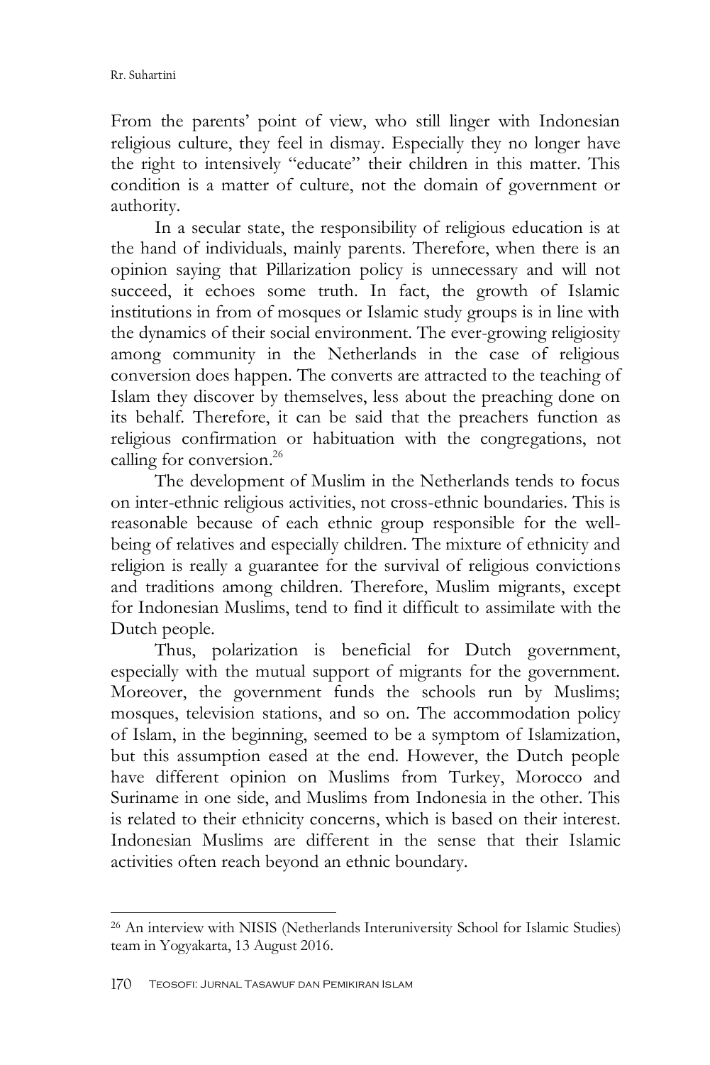From the parents' point of view, who still linger with Indonesian religious culture, they feel in dismay. Especially they no longer have the right to intensively "educate" their children in this matter. This condition is a matter of culture, not the domain of government or authority.

In a secular state, the responsibility of religious education is at the hand of individuals, mainly parents. Therefore, when there is an opinion saying that Pillarization policy is unnecessary and will not succeed, it echoes some truth. In fact, the growth of Islamic institutions in from of mosques or Islamic study groups is in line with the dynamics of their social environment. The ever-growing religiosity among community in the Netherlands in the case of religious conversion does happen. The converts are attracted to the teaching of Islam they discover by themselves, less about the preaching done on its behalf. Therefore, it can be said that the preachers function as religious confirmation or habituation with the congregations, not calling for conversion.[26]

The development of Muslim in the Netherlands tends to focus on inter-ethnic religious activities, not cross-ethnic boundaries. This is reasonable because of each ethnic group responsible for the well-being of relatives and especially children. The mixture of ethnicity and religion is really a guarantee for the survival of religious convictions and traditions among children. Therefore, Muslim migrants, except for Indonesian Muslims, tend to find it difficult to assimilate with the Dutch people.

Thus, polarization is beneficial for Dutch government, especially with the mutual support of migrants for the government. Moreover, the government funds the schools run by Muslims; mosques, television stations, and so on. The accommodation policy of Islam, in the beginning, seemed to be a symptom of Islamization, but this assumption eased at the end. However, the Dutch people have different opinion on Muslims from Turkey, Morocco and Suriname in one side, and Muslims from Indonesia in the other. This is related to their ethnicity concerns, which is based on their interest. Indonesian Muslims are different in the sense that their Islamic activities often reach beyond an ethnic boundary.

---

[26] An interview with NISIS (Netherlands Interuniversity School for Islamic Studies) team in Yogyakarta, 13 August 2016.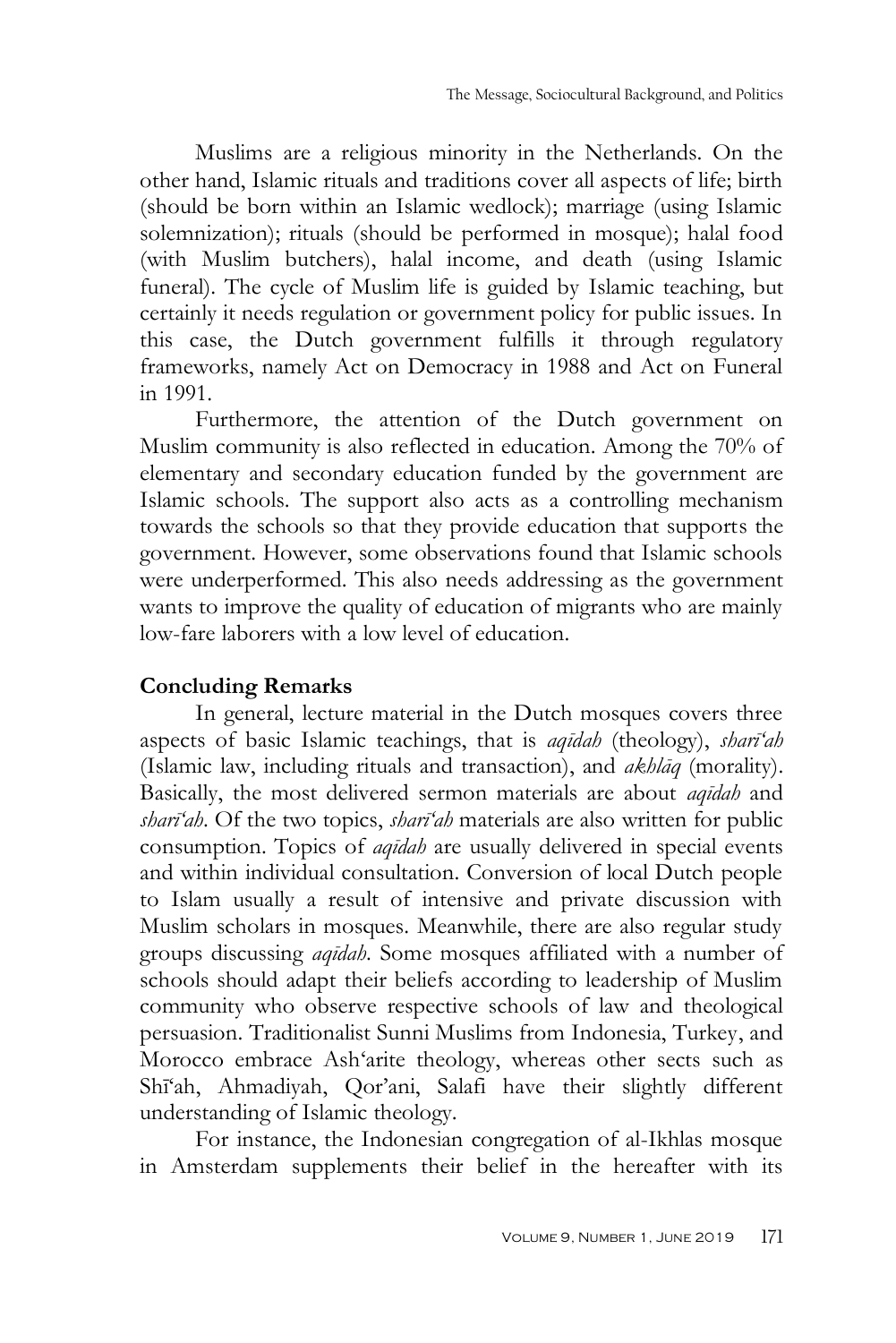Muslims are a religious minority in the Netherlands. On the other hand, Islamic rituals and traditions cover all aspects of life; birth (should be born within an Islamic wedlock); marriage (using Islamic solemnization); rituals (should be performed in mosque); halal food (with Muslim butchers), halal income, and death (using Islamic funeral). The cycle of Muslim life is guided by Islamic teaching, but certainly it needs regulation or government policy for public issues. In this case, the Dutch government fulfills it through regulatory frameworks, namely Act on Democracy in 1988 and Act on Funeral in 1991.

Furthermore, the attention of the Dutch government on Muslim community is also reflected in education. Among the 70% of elementary and secondary education funded by the government are Islamic schools. The support also acts as a controlling mechanism towards the schools so that they provide education that supports the government. However, some observations found that Islamic schools were underperformed. This also needs addressing as the government wants to improve the quality of education of migrants who are mainly low-fare laborers with a low level of education.

## Concluding Remarks

In general, lecture material in the Dutch mosques covers three aspects of basic Islamic teachings, that is *aqīdah* (theology), *sharī'ah* (Islamic law, including rituals and transaction), and *akhlāq* (morality). Basically, the most delivered sermon materials are about *aqīdah* and *sharī'ah*. Of the two topics, *sharī'ah* materials are also written for public consumption. Topics of *aqīdah* are usually delivered in special events and within individual consultation. Conversion of local Dutch people to Islam usually a result of intensive and private discussion with Muslim scholars in mosques. Meanwhile, there are also regular study groups discussing *aqīdah*. Some mosques affiliated with a number of schools should adapt their beliefs according to leadership of Muslim community who observe respective schools of law and theological persuasion. Traditionalist Sunni Muslims from Indonesia, Turkey, and Morocco embrace Ash'arite theology, whereas other sects such as Shī'ah, Ahmadiyah, Qor'ani, Salafi have their slightly different understanding of Islamic theology.

For instance, the Indonesian congregation of al-Ikhlas mosque in Amsterdam supplements their belief in the hereafter with its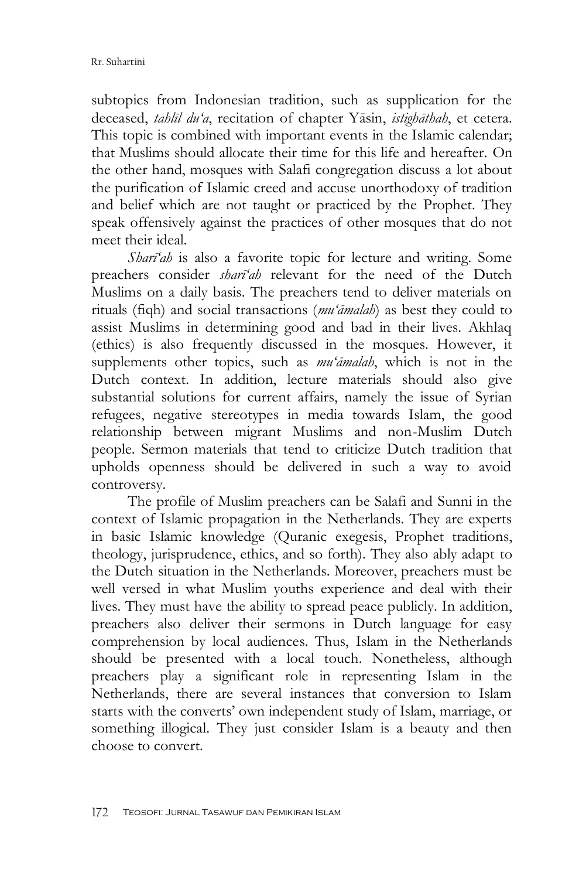subtopics from Indonesian tradition, such as supplication for the deceased, *tahlīl du'a*, recitation of chapter Yāsin, *istighāthah*, et cetera. This topic is combined with important events in the Islamic calendar; that Muslims should allocate their time for this life and hereafter. On the other hand, mosques with Salafi congregation discuss a lot about the purification of Islamic creed and accuse unorthodoxy of tradition and belief which are not taught or practiced by the Prophet. They speak offensively against the practices of other mosques that do not meet their ideal.

*Sharī'ah* is also a favorite topic for lecture and writing. Some preachers consider *sharī'ah* relevant for the need of the Dutch Muslims on a daily basis. The preachers tend to deliver materials on rituals (fiqh) and social transactions (*mu'āmalah*) as best they could to assist Muslims in determining good and bad in their lives. Akhlaq (ethics) is also frequently discussed in the mosques. However, it supplements other topics, such as *mu'āmalah*, which is not in the Dutch context. In addition, lecture materials should also give substantial solutions for current affairs, namely the issue of Syrian refugees, negative stereotypes in media towards Islam, the good relationship between migrant Muslims and non-Muslim Dutch people. Sermon materials that tend to criticize Dutch tradition that upholds openness should be delivered in such a way to avoid controversy.

The profile of Muslim preachers can be Salafi and Sunni in the context of Islamic propagation in the Netherlands. They are experts in basic Islamic knowledge (Quranic exegesis, Prophet traditions, theology, jurisprudence, ethics, and so forth). They also ably adapt to the Dutch situation in the Netherlands. Moreover, preachers must be well versed in what Muslim youths experience and deal with their lives. They must have the ability to spread peace publicly. In addition, preachers also deliver their sermons in Dutch language for easy comprehension by local audiences. Thus, Islam in the Netherlands should be presented with a local touch. Nonetheless, although preachers play a significant role in representing Islam in the Netherlands, there are several instances that conversion to Islam starts with the converts' own independent study of Islam, marriage, or something illogical. They just consider Islam is a beauty and then choose to convert.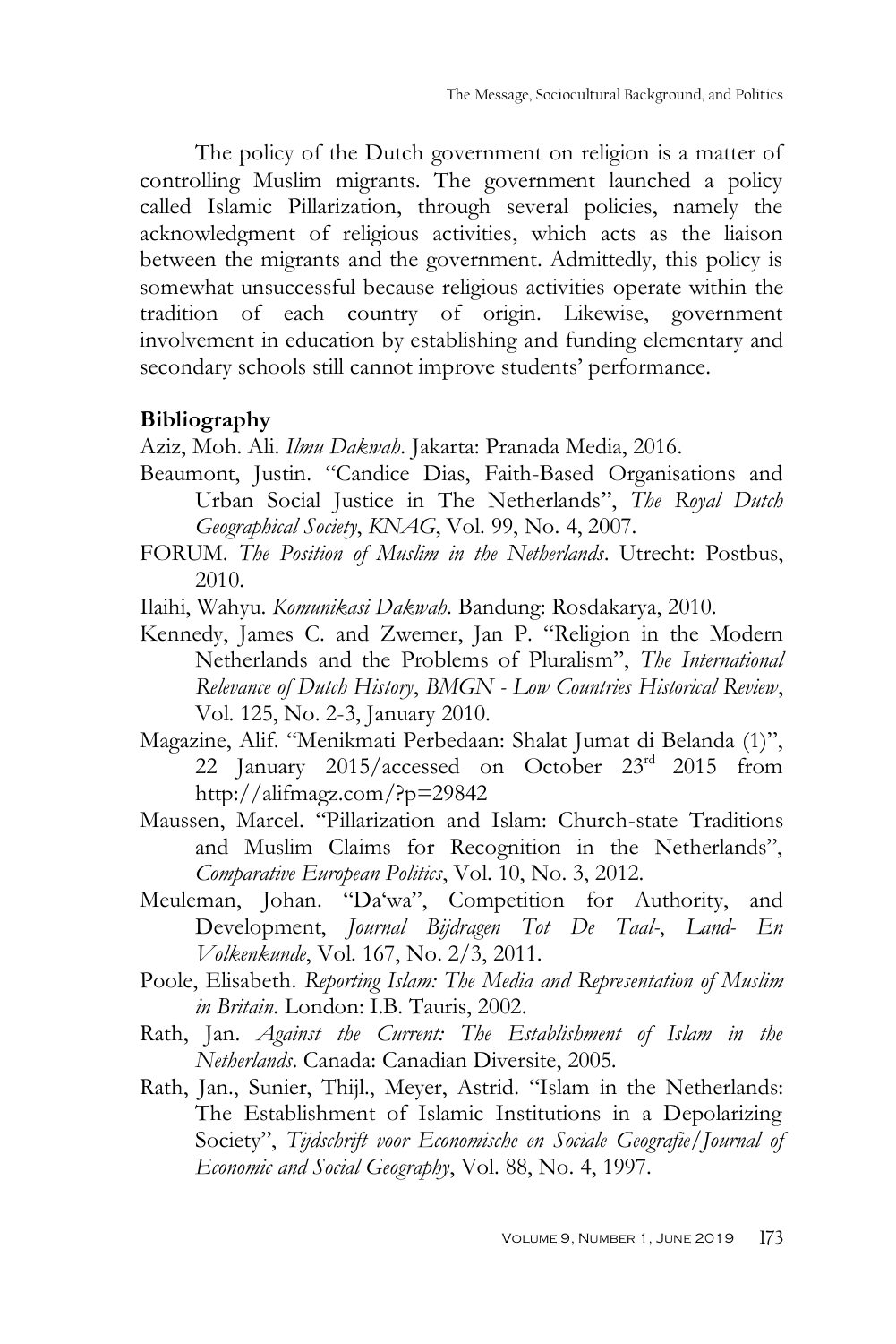The policy of the Dutch government on religion is a matter of controlling Muslim migrants. The government launched a policy called Islamic Pillarization, through several policies, namely the acknowledgment of religious activities, which acts as the liaison between the migrants and the government. Admittedly, this policy is somewhat unsuccessful because religious activities operate within the tradition of each country of origin. Likewise, government involvement in education by establishing and funding elementary and secondary schools still cannot improve students' performance.

**Bibliography**

Aziz, Moh. Ali. *Ilmu Dakwah*. Jakarta: Pranada Media, 2016.

Beaumont, Justin. "Candice Dias, Faith-Based Organisations and Urban Social Justice in The Netherlands", *The Royal Dutch Geographical Society*, *KNAG*, Vol. 99, No. 4, 2007.

FORUM. *The Position of Muslim in the Netherlands*. Utrecht: Postbus, 2010.

Ilaihi, Wahyu. *Komunikasi Dakwah*. Bandung: Rosdakarya, 2010.

Kennedy, James C. and Zwemer, Jan P. "Religion in the Modern Netherlands and the Problems of Pluralism", *The International Relevance of Dutch History*, *BMGN - Low Countries Historical Review*, Vol. 125, No. 2-3, January 2010.

Magazine, Alif. "Menikmati Perbedaan: Shalat Jumat di Belanda (1)", 22 January 2015/accessed on October 23rd 2015 from http://alifmagz.com/?p=29842

Maussen, Marcel. "Pillarization and Islam: Church-state Traditions and Muslim Claims for Recognition in the Netherlands", *Comparative European Politics*, Vol. 10, No. 3, 2012.

Meuleman, Johan. "Da'wa", Competition for Authority, and Development, *Journal Bijdragen Tot De Taal-*, *Land- En Volkenkunde*, Vol. 167, No. 2/3, 2011.

Poole, Elisabeth. *Reporting Islam: The Media and Representation of Muslim in Britain*. London: I.B. Tauris, 2002.

Rath, Jan. *Against the Current: The Establishment of Islam in the Netherlands*. Canada: Canadian Diversite, 2005.

Rath, Jan., Sunier, Thijl., Meyer, Astrid. "Islam in the Netherlands: The Establishment of Islamic Institutions in a Depolarizing Society", *Tijdschrift voor Economische en Sociale Geografie/Journal of Economic and Social Geography*, Vol. 88, No. 4, 1997.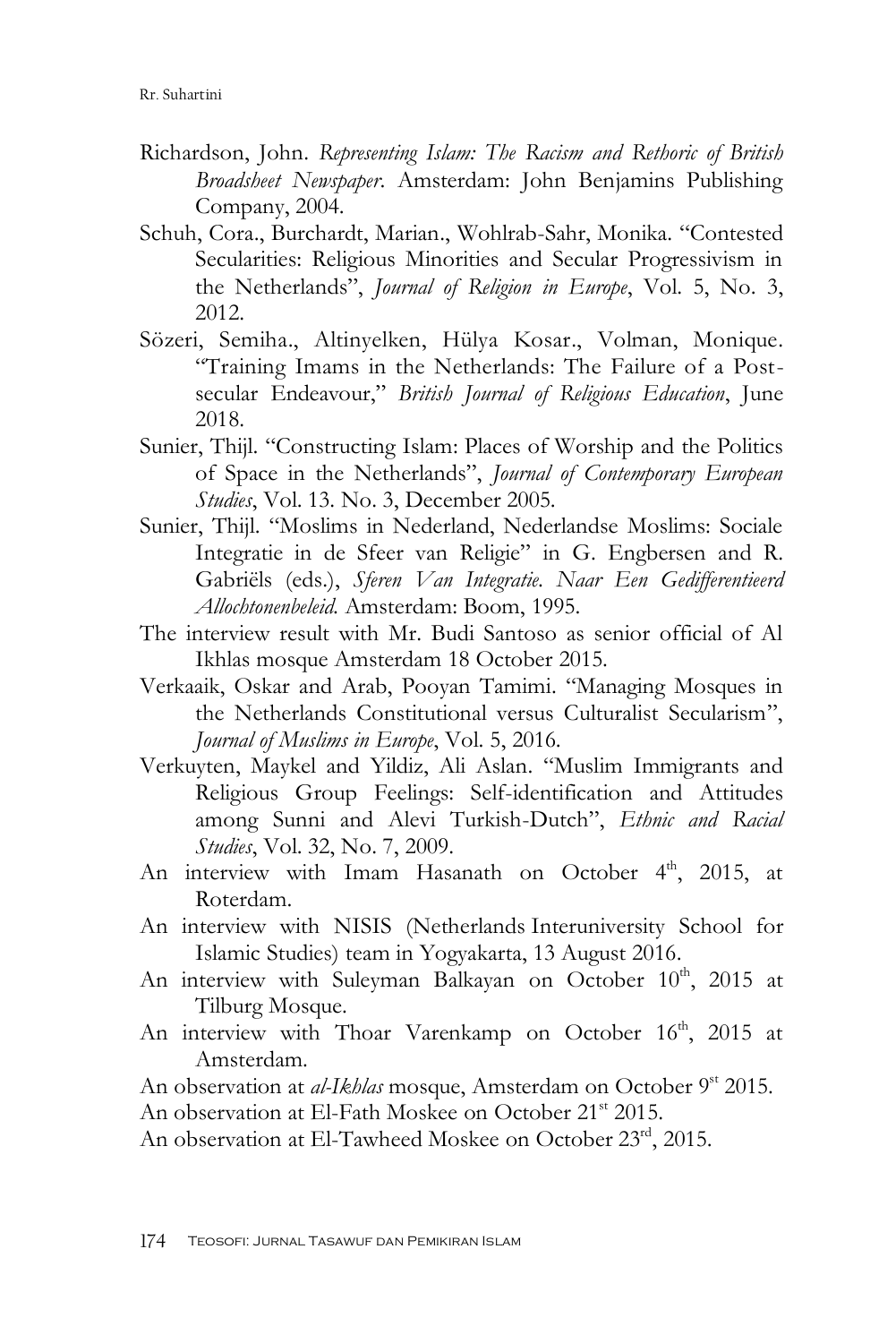Richardson, John. *Representing Islam: The Racism and Rethoric of British Broadsheet Newspaper*. Amsterdam: John Benjamins Publishing Company, 2004.

Schuh, Cora., Burchardt, Marian., Wohlrab-Sahr, Monika. "Contested Secularities: Religious Minorities and Secular Progressivism in the Netherlands", *Journal of Religion in Europe*, Vol. 5, No. 3, 2012.

Sözeri, Semiha., Altinyelken, Hülya Kosar., Volman, Monique. "Training Imams in the Netherlands: The Failure of a Post-secular Endeavour," *British Journal of Religious Education*, June 2018.

Sunier, Thijl. "Constructing Islam: Places of Worship and the Politics of Space in the Netherlands", *Journal of Contemporary European Studies*, Vol. 13. No. 3, December 2005.

Sunier, Thijl. "Moslims in Nederland, Nederlandse Moslims: Sociale Integratie in de Sfeer van Religie" in G. Engbersen and R. Gabriëls (eds.), *Sferen Van Integratie. Naar Een Gedifferentieerd Allochtonenbeleid*. Amsterdam: Boom, 1995.

The interview result with Mr. Budi Santoso as senior official of Al Ikhlas mosque Amsterdam 18 October 2015.

Verkaaik, Oskar and Arab, Pooyan Tamimi. "Managing Mosques in the Netherlands Constitutional versus Culturalist Secularism", *Journal of Muslims in Europe*, Vol. 5, 2016.

Verkuyten, Maykel and Yildiz, Ali Aslan. "Muslim Immigrants and Religious Group Feelings: Self-identification and Attitudes among Sunni and Alevi Turkish-Dutch", *Ethnic and Racial Studies*, Vol. 32, No. 7, 2009.

An interview with Imam Hasanath on October 4th, 2015, at Roterdam.

An interview with NISIS (Netherlands Interuniversity School for Islamic Studies) team in Yogyakarta, 13 August 2016.

An interview with Suleyman Balkayan on October 10th, 2015 at Tilburg Mosque.

An interview with Thoar Varenkamp on October 16th, 2015 at Amsterdam.

An observation at *al-Ikhlas* mosque, Amsterdam on October 9st 2015.

An observation at El-Fath Moskee on October 21st 2015.

An observation at El-Tawheed Moskee on October 23rd, 2015.